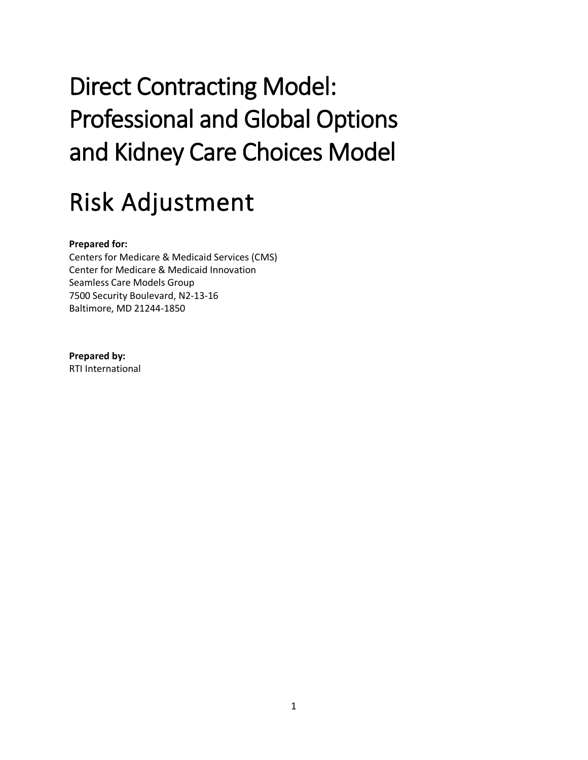# Direct Contracting Model: Professional and Global Options and Kidney Care Choices Model

# Risk Adjustment

**Prepared for:**
Centers for Medicare & Medicaid Services (CMS)
Center for Medicare & Medicaid Innovation
Seamless Care Models Group
7500 Security Boulevard, N2-13-16
Baltimore, MD 21244-1850

**Prepared by:**
RTI International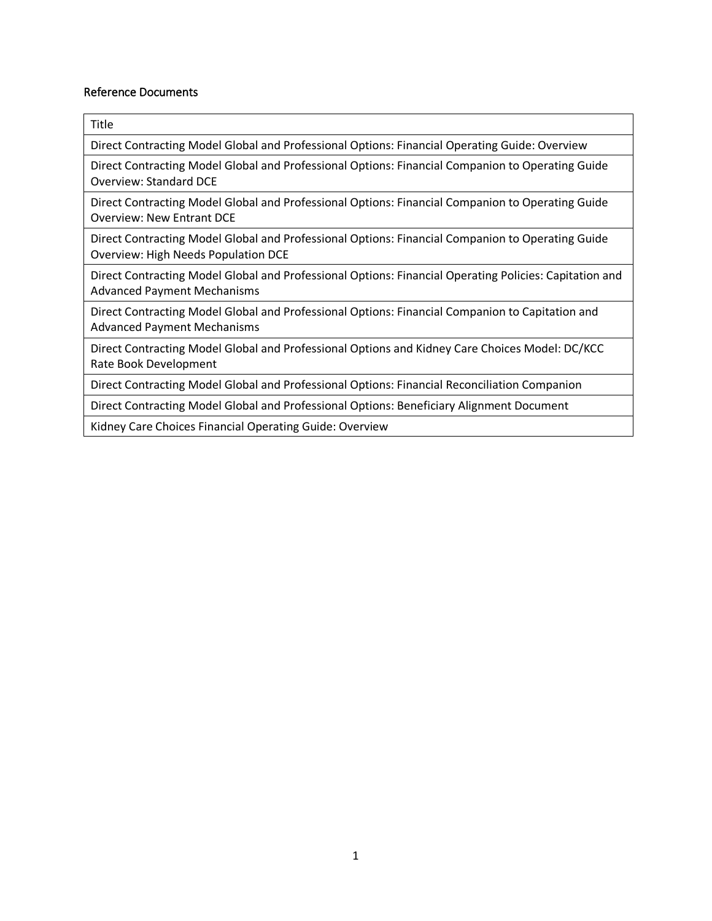### Reference Documents

| Title |
| --- |
| Direct Contracting Model Global and Professional Options: Financial Operating Guide: Overview |
| Direct Contracting Model Global and Professional Options: Financial Companion to Operating Guide Overview: Standard DCE |
| Direct Contracting Model Global and Professional Options: Financial Companion to Operating Guide Overview: New Entrant DCE |
| Direct Contracting Model Global and Professional Options: Financial Companion to Operating Guide Overview: High Needs Population DCE |
| Direct Contracting Model Global and Professional Options: Financial Operating Policies: Capitation and Advanced Payment Mechanisms |
| Direct Contracting Model Global and Professional Options: Financial Companion to Capitation and Advanced Payment Mechanisms |
| Direct Contracting Model Global and Professional Options and Kidney Care Choices Model: DC/KCC Rate Book Development |
| Direct Contracting Model Global and Professional Options: Financial Reconciliation Companion |
| Direct Contracting Model Global and Professional Options: Beneficiary Alignment Document |
| Kidney Care Choices Financial Operating Guide: Overview |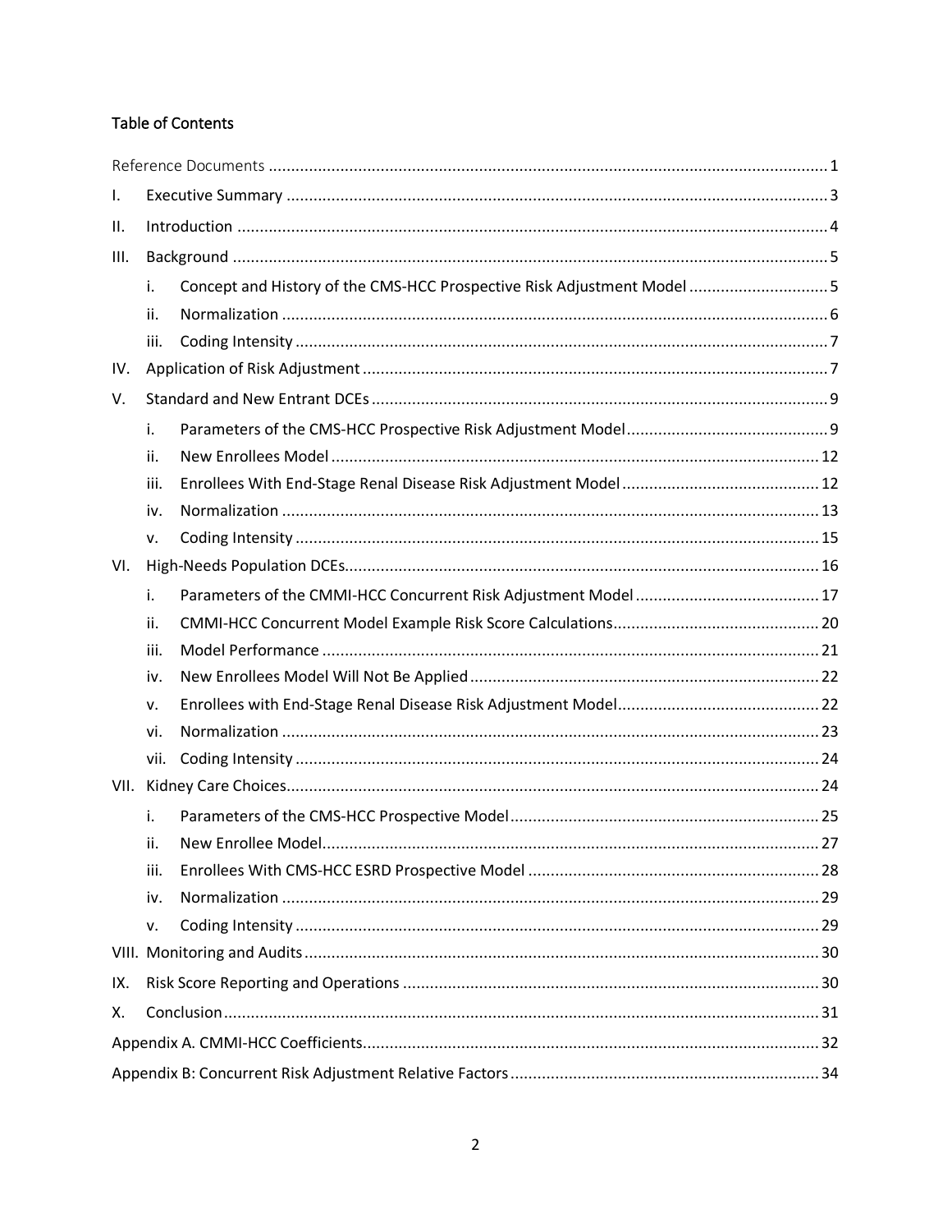## Table of Contents

- Reference Documents ........ 1
- I. Executive Summary ........ 3
- II. Introduction ........ 4
- III. Background ........ 5
  - i. Concept and History of the CMS-HCC Prospective Risk Adjustment Model ........ 5
  - ii. Normalization ........ 6
  - iii. Coding Intensity ........ 7
- IV. Application of Risk Adjustment ........ 7
- V. Standard and New Entrant DCEs ........ 9
  - i. Parameters of the CMS-HCC Prospective Risk Adjustment Model ........ 9
  - ii. New Enrollees Model ........ 12
  - iii. Enrollees With End-Stage Renal Disease Risk Adjustment Model ........ 12
  - iv. Normalization ........ 13
  - v. Coding Intensity ........ 15
- VI. High-Needs Population DCEs ........ 16
  - i. Parameters of the CMMI-HCC Concurrent Risk Adjustment Model ........ 17
  - ii. CMMI-HCC Concurrent Model Example Risk Score Calculations ........ 20
  - iii. Model Performance ........ 21
  - iv. New Enrollees Model Will Not Be Applied ........ 22
  - v. Enrollees with End-Stage Renal Disease Risk Adjustment Model ........ 22
  - vi. Normalization ........ 23
  - vii. Coding Intensity ........ 24
- VII. Kidney Care Choices ........ 24
  - i. Parameters of the CMS-HCC Prospective Model ........ 25
  - ii. New Enrollee Model ........ 27
  - iii. Enrollees With CMS-HCC ESRD Prospective Model ........ 28
  - iv. Normalization ........ 29
  - v. Coding Intensity ........ 29
- VIII. Monitoring and Audits ........ 30
- IX. Risk Score Reporting and Operations ........ 30
- X. Conclusion ........ 31
- Appendix A. CMMI-HCC Coefficients ........ 32
- Appendix B: Concurrent Risk Adjustment Relative Factors ........ 34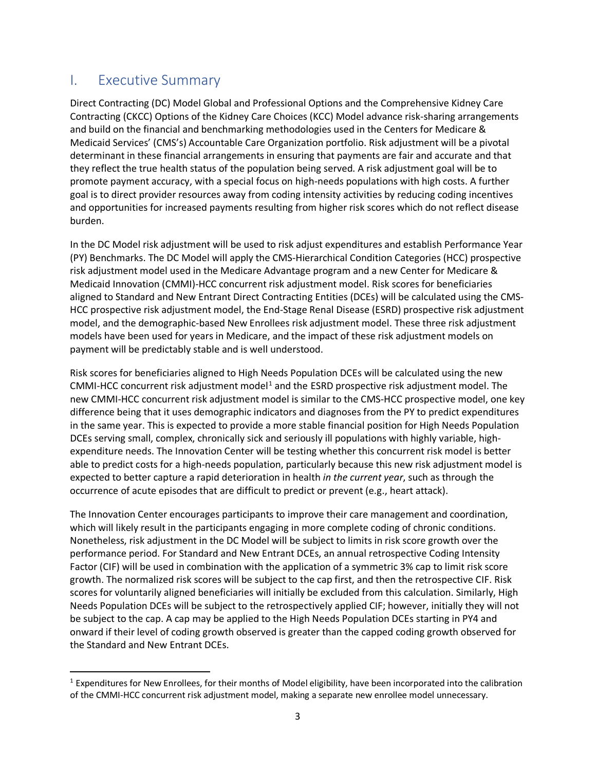# I. Executive Summary

Direct Contracting (DC) Model Global and Professional Options and the Comprehensive Kidney Care Contracting (CKCC) Options of the Kidney Care Choices (KCC) Model advance risk-sharing arrangements and build on the financial and benchmarking methodologies used in the Centers for Medicare & Medicaid Services' (CMS's) Accountable Care Organization portfolio. Risk adjustment will be a pivotal determinant in these financial arrangements in ensuring that payments are fair and accurate and that they reflect the true health status of the population being served. A risk adjustment goal will be to promote payment accuracy, with a special focus on high-needs populations with high costs. A further goal is to direct provider resources away from coding intensity activities by reducing coding incentives and opportunities for increased payments resulting from higher risk scores which do not reflect disease burden.

In the DC Model risk adjustment will be used to risk adjust expenditures and establish Performance Year (PY) Benchmarks. The DC Model will apply the CMS-Hierarchical Condition Categories (HCC) prospective risk adjustment model used in the Medicare Advantage program and a new Center for Medicare & Medicaid Innovation (CMMI)-HCC concurrent risk adjustment model. Risk scores for beneficiaries aligned to Standard and New Entrant Direct Contracting Entities (DCEs) will be calculated using the CMS-HCC prospective risk adjustment model, the End-Stage Renal Disease (ESRD) prospective risk adjustment model, and the demographic-based New Enrollees risk adjustment model. These three risk adjustment models have been used for years in Medicare, and the impact of these risk adjustment models on payment will be predictably stable and is well understood.

Risk scores for beneficiaries aligned to High Needs Population DCEs will be calculated using the new CMMI-HCC concurrent risk adjustment model[1] and the ESRD prospective risk adjustment model. The new CMMI-HCC concurrent risk adjustment model is similar to the CMS-HCC prospective model, one key difference being that it uses demographic indicators and diagnoses from the PY to predict expenditures in the same year. This is expected to provide a more stable financial position for High Needs Population DCEs serving small, complex, chronically sick and seriously ill populations with highly variable, high-expenditure needs. The Innovation Center will be testing whether this concurrent risk model is better able to predict costs for a high-needs population, particularly because this new risk adjustment model is expected to better capture a rapid deterioration in health *in the current year*, such as through the occurrence of acute episodes that are difficult to predict or prevent (e.g., heart attack).

The Innovation Center encourages participants to improve their care management and coordination, which will likely result in the participants engaging in more complete coding of chronic conditions. Nonetheless, risk adjustment in the DC Model will be subject to limits in risk score growth over the performance period. For Standard and New Entrant DCEs, an annual retrospective Coding Intensity Factor (CIF) will be used in combination with the application of a symmetric 3% cap to limit risk score growth. The normalized risk scores will be subject to the cap first, and then the retrospective CIF. Risk scores for voluntarily aligned beneficiaries will initially be excluded from this calculation. Similarly, High Needs Population DCEs will be subject to the retrospectively applied CIF; however, initially they will not be subject to the cap. A cap may be applied to the High Needs Population DCEs starting in PY4 and onward if their level of coding growth observed is greater than the capped coding growth observed for the Standard and New Entrant DCEs.

[1] Expenditures for New Enrollees, for their months of Model eligibility, have been incorporated into the calibration of the CMMI-HCC concurrent risk adjustment model, making a separate new enrollee model unnecessary.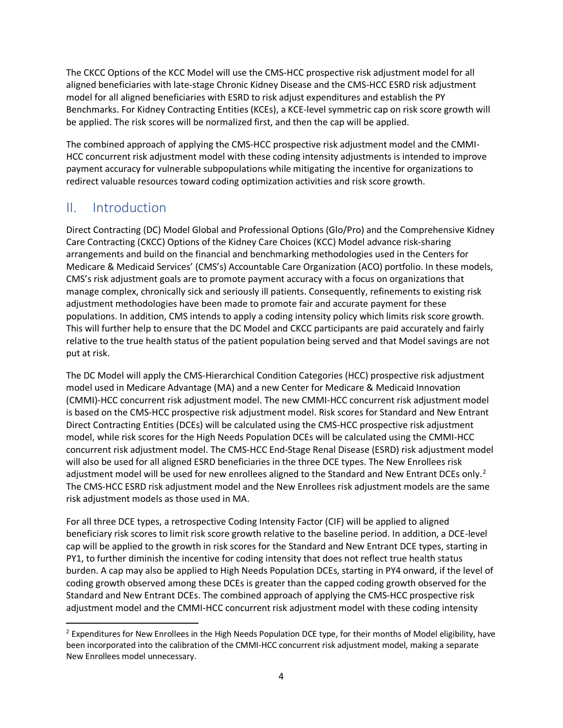The CKCC Options of the KCC Model will use the CMS-HCC prospective risk adjustment model for all aligned beneficiaries with late-stage Chronic Kidney Disease and the CMS-HCC ESRD risk adjustment model for all aligned beneficiaries with ESRD to risk adjust expenditures and establish the PY Benchmarks. For Kidney Contracting Entities (KCEs), a KCE-level symmetric cap on risk score growth will be applied. The risk scores will be normalized first, and then the cap will be applied.

The combined approach of applying the CMS-HCC prospective risk adjustment model and the CMMI-HCC concurrent risk adjustment model with these coding intensity adjustments is intended to improve payment accuracy for vulnerable subpopulations while mitigating the incentive for organizations to redirect valuable resources toward coding optimization activities and risk score growth.

## II. Introduction

Direct Contracting (DC) Model Global and Professional Options (Glo/Pro) and the Comprehensive Kidney Care Contracting (CKCC) Options of the Kidney Care Choices (KCC) Model advance risk-sharing arrangements and build on the financial and benchmarking methodologies used in the Centers for Medicare & Medicaid Services' (CMS's) Accountable Care Organization (ACO) portfolio. In these models, CMS's risk adjustment goals are to promote payment accuracy with a focus on organizations that manage complex, chronically sick and seriously ill patients. Consequently, refinements to existing risk adjustment methodologies have been made to promote fair and accurate payment for these populations. In addition, CMS intends to apply a coding intensity policy which limits risk score growth. This will further help to ensure that the DC Model and CKCC participants are paid accurately and fairly relative to the true health status of the patient population being served and that Model savings are not put at risk.

The DC Model will apply the CMS-Hierarchical Condition Categories (HCC) prospective risk adjustment model used in Medicare Advantage (MA) and a new Center for Medicare & Medicaid Innovation (CMMI)-HCC concurrent risk adjustment model. The new CMMI-HCC concurrent risk adjustment model is based on the CMS-HCC prospective risk adjustment model. Risk scores for Standard and New Entrant Direct Contracting Entities (DCEs) will be calculated using the CMS-HCC prospective risk adjustment model, while risk scores for the High Needs Population DCEs will be calculated using the CMMI-HCC concurrent risk adjustment model. The CMS-HCC End-Stage Renal Disease (ESRD) risk adjustment model will also be used for all aligned ESRD beneficiaries in the three DCE types. The New Enrollees risk adjustment model will be used for new enrollees aligned to the Standard and New Entrant DCEs only.[2] The CMS-HCC ESRD risk adjustment model and the New Enrollees risk adjustment models are the same risk adjustment models as those used in MA.

For all three DCE types, a retrospective Coding Intensity Factor (CIF) will be applied to aligned beneficiary risk scores to limit risk score growth relative to the baseline period. In addition, a DCE-level cap will be applied to the growth in risk scores for the Standard and New Entrant DCE types, starting in PY1, to further diminish the incentive for coding intensity that does not reflect true health status burden. A cap may also be applied to High Needs Population DCEs, starting in PY4 onward, if the level of coding growth observed among these DCEs is greater than the capped coding growth observed for the Standard and New Entrant DCEs. The combined approach of applying the CMS-HCC prospective risk adjustment model and the CMMI-HCC concurrent risk adjustment model with these coding intensity

[2] Expenditures for New Enrollees in the High Needs Population DCE type, for their months of Model eligibility, have been incorporated into the calibration of the CMMI-HCC concurrent risk adjustment model, making a separate New Enrollees model unnecessary.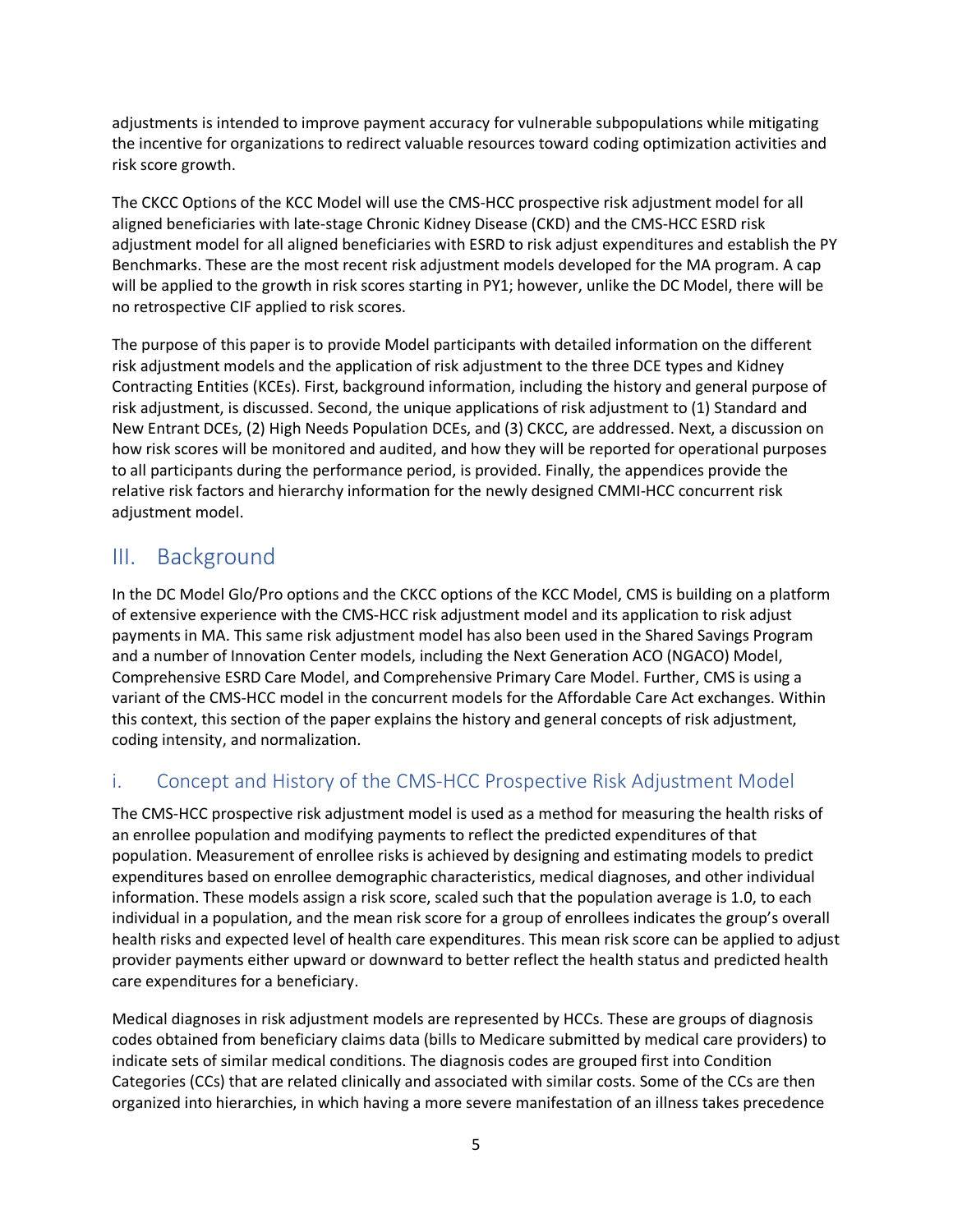adjustments is intended to improve payment accuracy for vulnerable subpopulations while mitigating the incentive for organizations to redirect valuable resources toward coding optimization activities and risk score growth.

The CKCC Options of the KCC Model will use the CMS-HCC prospective risk adjustment model for all aligned beneficiaries with late-stage Chronic Kidney Disease (CKD) and the CMS-HCC ESRD risk adjustment model for all aligned beneficiaries with ESRD to risk adjust expenditures and establish the PY Benchmarks. These are the most recent risk adjustment models developed for the MA program. A cap will be applied to the growth in risk scores starting in PY1; however, unlike the DC Model, there will be no retrospective CIF applied to risk scores.

The purpose of this paper is to provide Model participants with detailed information on the different risk adjustment models and the application of risk adjustment to the three DCE types and Kidney Contracting Entities (KCEs). First, background information, including the history and general purpose of risk adjustment, is discussed. Second, the unique applications of risk adjustment to (1) Standard and New Entrant DCEs, (2) High Needs Population DCEs, and (3) CKCC, are addressed. Next, a discussion on how risk scores will be monitored and audited, and how they will be reported for operational purposes to all participants during the performance period, is provided. Finally, the appendices provide the relative risk factors and hierarchy information for the newly designed CMMI-HCC concurrent risk adjustment model.

## III. Background

In the DC Model Glo/Pro options and the CKCC options of the KCC Model, CMS is building on a platform of extensive experience with the CMS-HCC risk adjustment model and its application to risk adjust payments in MA. This same risk adjustment model has also been used in the Shared Savings Program and a number of Innovation Center models, including the Next Generation ACO (NGACO) Model, Comprehensive ESRD Care Model, and Comprehensive Primary Care Model. Further, CMS is using a variant of the CMS-HCC model in the concurrent models for the Affordable Care Act exchanges. Within this context, this section of the paper explains the history and general concepts of risk adjustment, coding intensity, and normalization.

### i. Concept and History of the CMS-HCC Prospective Risk Adjustment Model

The CMS-HCC prospective risk adjustment model is used as a method for measuring the health risks of an enrollee population and modifying payments to reflect the predicted expenditures of that population. Measurement of enrollee risks is achieved by designing and estimating models to predict expenditures based on enrollee demographic characteristics, medical diagnoses, and other individual information. These models assign a risk score, scaled such that the population average is 1.0, to each individual in a population, and the mean risk score for a group of enrollees indicates the group's overall health risks and expected level of health care expenditures. This mean risk score can be applied to adjust provider payments either upward or downward to better reflect the health status and predicted health care expenditures for a beneficiary.

Medical diagnoses in risk adjustment models are represented by HCCs. These are groups of diagnosis codes obtained from beneficiary claims data (bills to Medicare submitted by medical care providers) to indicate sets of similar medical conditions. The diagnosis codes are grouped first into Condition Categories (CCs) that are related clinically and associated with similar costs. Some of the CCs are then organized into hierarchies, in which having a more severe manifestation of an illness takes precedence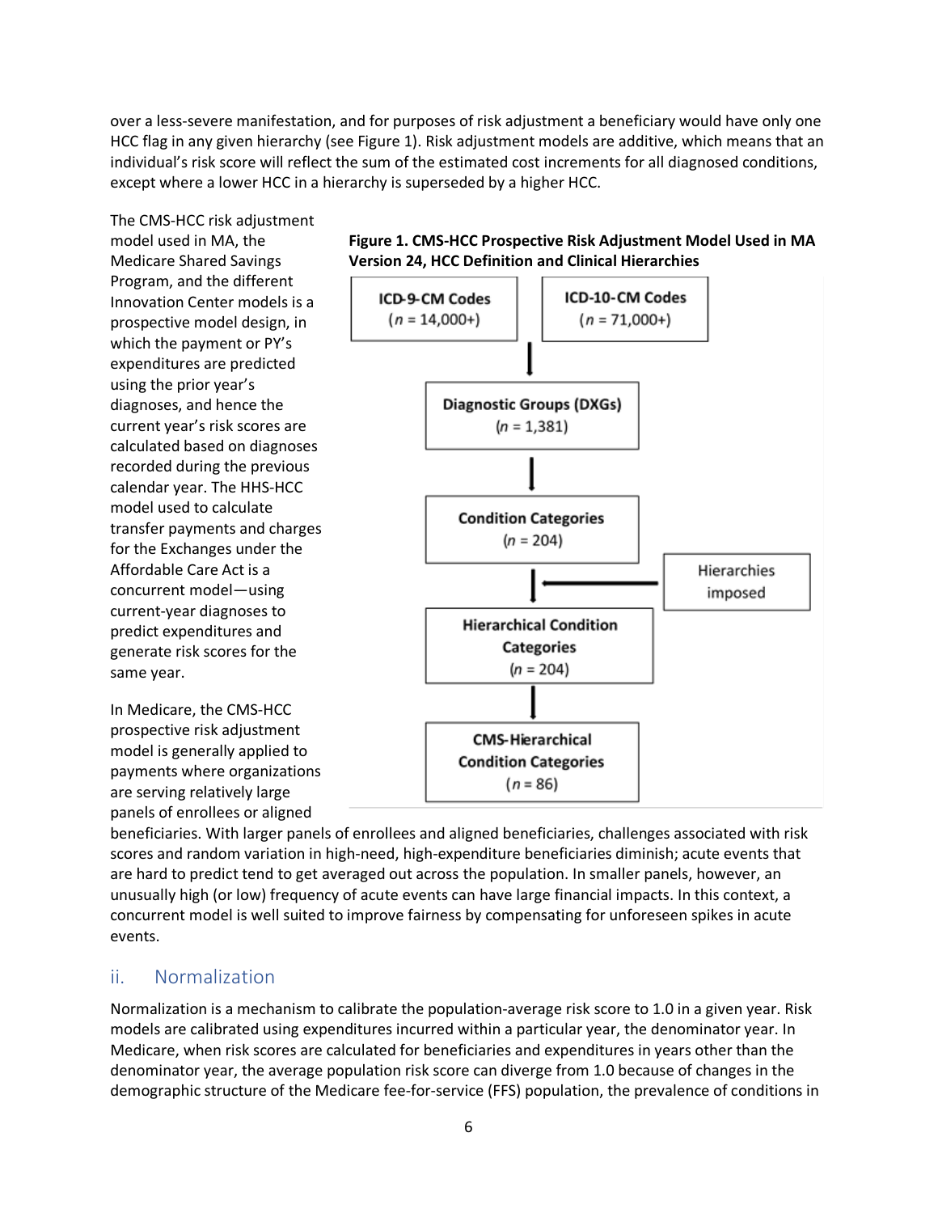over a less-severe manifestation, and for purposes of risk adjustment a beneficiary would have only one HCC flag in any given hierarchy (see Figure 1). Risk adjustment models are additive, which means that an individual's risk score will reflect the sum of the estimated cost increments for all diagnosed conditions, except where a lower HCC in a hierarchy is superseded by a higher HCC.

The CMS-HCC risk adjustment model used in MA, the Medicare Shared Savings Program, and the different Innovation Center models is a prospective model design, in which the payment or PY's expenditures are predicted using the prior year's diagnoses, and hence the current year's risk scores are calculated based on diagnoses recorded during the previous calendar year. The HHS-HCC model used to calculate transfer payments and charges for the Exchanges under the Affordable Care Act is a concurrent model—using current-year diagnoses to predict expenditures and generate risk scores for the same year.

**Figure 1. CMS-HCC Prospective Risk Adjustment Model Used in MA Version 24, HCC Definition and Clinical Hierarchies**

ICD-9-CM Codes ($n$ = 14,000+) | ICD-10-CM Codes ($n$ = 71,000+)

↓

Diagnostic Groups (DXGs) ($n$ = 1,381)

↓

Condition Categories ($n$ = 204)

↓ ← Hierarchies imposed

Hierarchical Condition Categories ($n$ = 204)

↓

CMS-Hierarchical Condition Categories ($n$ = 86)

In Medicare, the CMS-HCC prospective risk adjustment model is generally applied to payments where organizations are serving relatively large panels of enrollees or aligned beneficiaries. With larger panels of enrollees and aligned beneficiaries, challenges associated with risk scores and random variation in high-need, high-expenditure beneficiaries diminish; acute events that are hard to predict tend to get averaged out across the population. In smaller panels, however, an unusually high (or low) frequency of acute events can have large financial impacts. In this context, a concurrent model is well suited to improve fairness by compensating for unforeseen spikes in acute events.

## ii. Normalization

Normalization is a mechanism to calibrate the population-average risk score to 1.0 in a given year. Risk models are calibrated using expenditures incurred within a particular year, the denominator year. In Medicare, when risk scores are calculated for beneficiaries and expenditures in years other than the denominator year, the average population risk score can diverge from 1.0 because of changes in the demographic structure of the Medicare fee-for-service (FFS) population, the prevalence of conditions in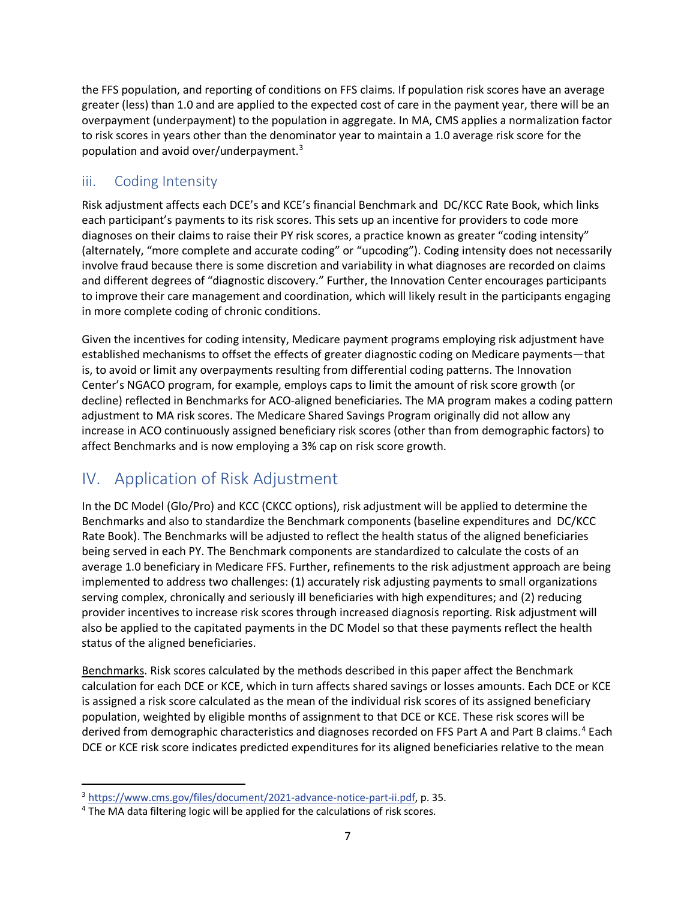the FFS population, and reporting of conditions on FFS claims. If population risk scores have an average greater (less) than 1.0 and are applied to the expected cost of care in the payment year, there will be an overpayment (underpayment) to the population in aggregate. In MA, CMS applies a normalization factor to risk scores in years other than the denominator year to maintain a 1.0 average risk score for the population and avoid over/underpayment.[3]

### iii. Coding Intensity

Risk adjustment affects each DCE's and KCE's financial Benchmark and DC/KCC Rate Book, which links each participant's payments to its risk scores. This sets up an incentive for providers to code more diagnoses on their claims to raise their PY risk scores, a practice known as greater "coding intensity" (alternately, "more complete and accurate coding" or "upcoding"). Coding intensity does not necessarily involve fraud because there is some discretion and variability in what diagnoses are recorded on claims and different degrees of "diagnostic discovery." Further, the Innovation Center encourages participants to improve their care management and coordination, which will likely result in the participants engaging in more complete coding of chronic conditions.

Given the incentives for coding intensity, Medicare payment programs employing risk adjustment have established mechanisms to offset the effects of greater diagnostic coding on Medicare payments—that is, to avoid or limit any overpayments resulting from differential coding patterns. The Innovation Center's NGACO program, for example, employs caps to limit the amount of risk score growth (or decline) reflected in Benchmarks for ACO-aligned beneficiaries. The MA program makes a coding pattern adjustment to MA risk scores. The Medicare Shared Savings Program originally did not allow any increase in ACO continuously assigned beneficiary risk scores (other than from demographic factors) to affect Benchmarks and is now employing a 3% cap on risk score growth.

## IV. Application of Risk Adjustment

In the DC Model (Glo/Pro) and KCC (CKCC options), risk adjustment will be applied to determine the Benchmarks and also to standardize the Benchmark components (baseline expenditures and DC/KCC Rate Book). The Benchmarks will be adjusted to reflect the health status of the aligned beneficiaries being served in each PY. The Benchmark components are standardized to calculate the costs of an average 1.0 beneficiary in Medicare FFS. Further, refinements to the risk adjustment approach are being implemented to address two challenges: (1) accurately risk adjusting payments to small organizations serving complex, chronically and seriously ill beneficiaries with high expenditures; and (2) reducing provider incentives to increase risk scores through increased diagnosis reporting. Risk adjustment will also be applied to the capitated payments in the DC Model so that these payments reflect the health status of the aligned beneficiaries.

Benchmarks. Risk scores calculated by the methods described in this paper affect the Benchmark calculation for each DCE or KCE, which in turn affects shared savings or losses amounts. Each DCE or KCE is assigned a risk score calculated as the mean of the individual risk scores of its assigned beneficiary population, weighted by eligible months of assignment to that DCE or KCE. These risk scores will be derived from demographic characteristics and diagnoses recorded on FFS Part A and Part B claims.[4] Each DCE or KCE risk score indicates predicted expenditures for its aligned beneficiaries relative to the mean

---

[3] https://www.cms.gov/files/document/2021-advance-notice-part-ii.pdf, p. 35.

[4] The MA data filtering logic will be applied for the calculations of risk scores.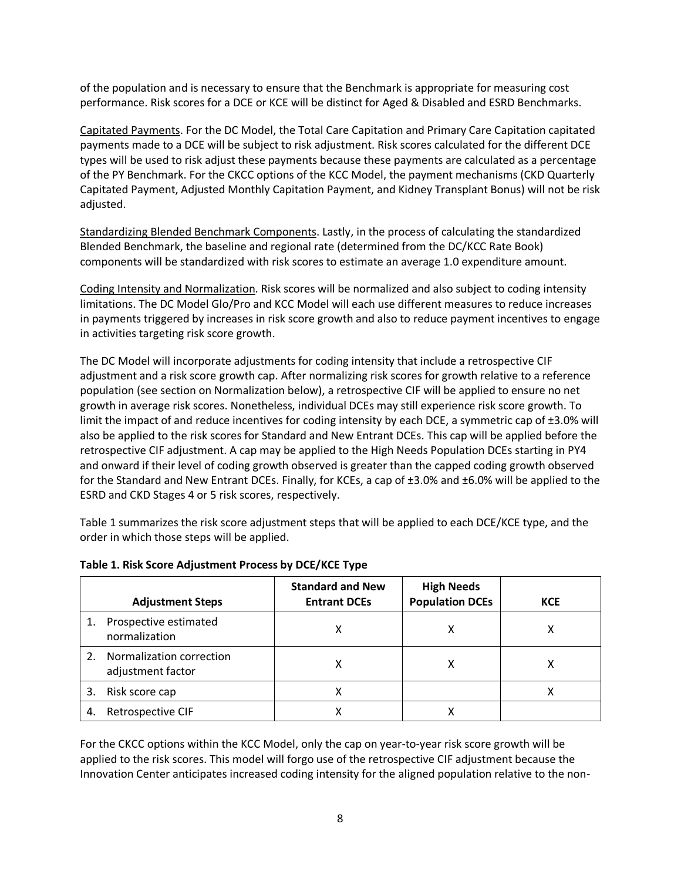of the population and is necessary to ensure that the Benchmark is appropriate for measuring cost performance. Risk scores for a DCE or KCE will be distinct for Aged & Disabled and ESRD Benchmarks.

Capitated Payments. For the DC Model, the Total Care Capitation and Primary Care Capitation capitated payments made to a DCE will be subject to risk adjustment. Risk scores calculated for the different DCE types will be used to risk adjust these payments because these payments are calculated as a percentage of the PY Benchmark. For the CKCC options of the KCC Model, the payment mechanisms (CKD Quarterly Capitated Payment, Adjusted Monthly Capitation Payment, and Kidney Transplant Bonus) will not be risk adjusted.

Standardizing Blended Benchmark Components. Lastly, in the process of calculating the standardized Blended Benchmark, the baseline and regional rate (determined from the DC/KCC Rate Book) components will be standardized with risk scores to estimate an average 1.0 expenditure amount.

Coding Intensity and Normalization. Risk scores will be normalized and also subject to coding intensity limitations. The DC Model Glo/Pro and KCC Model will each use different measures to reduce increases in payments triggered by increases in risk score growth and also to reduce payment incentives to engage in activities targeting risk score growth.

The DC Model will incorporate adjustments for coding intensity that include a retrospective CIF adjustment and a risk score growth cap. After normalizing risk scores for growth relative to a reference population (see section on Normalization below), a retrospective CIF will be applied to ensure no net growth in average risk scores. Nonetheless, individual DCEs may still experience risk score growth. To limit the impact of and reduce incentives for coding intensity by each DCE, a symmetric cap of ±3.0% will also be applied to the risk scores for Standard and New Entrant DCEs. This cap will be applied before the retrospective CIF adjustment. A cap may be applied to the High Needs Population DCEs starting in PY4 and onward if their level of coding growth observed is greater than the capped coding growth observed for the Standard and New Entrant DCEs. Finally, for KCEs, a cap of ±3.0% and ±6.0% will be applied to the ESRD and CKD Stages 4 or 5 risk scores, respectively.

Table 1 summarizes the risk score adjustment steps that will be applied to each DCE/KCE type, and the order in which those steps will be applied.

**Table 1. Risk Score Adjustment Process by DCE/KCE Type**

| Adjustment Steps | Standard and New Entrant DCEs | High Needs Population DCEs | KCE |
|---|---|---|---|
| 1. Prospective estimated normalization | X | X | X |
| 2. Normalization correction adjustment factor | X | X | X |
| 3. Risk score cap | X | | X |
| 4. Retrospective CIF | X | X | |

For the CKCC options within the KCC Model, only the cap on year-to-year risk score growth will be applied to the risk scores. This model will forgo use of the retrospective CIF adjustment because the Innovation Center anticipates increased coding intensity for the aligned population relative to the non-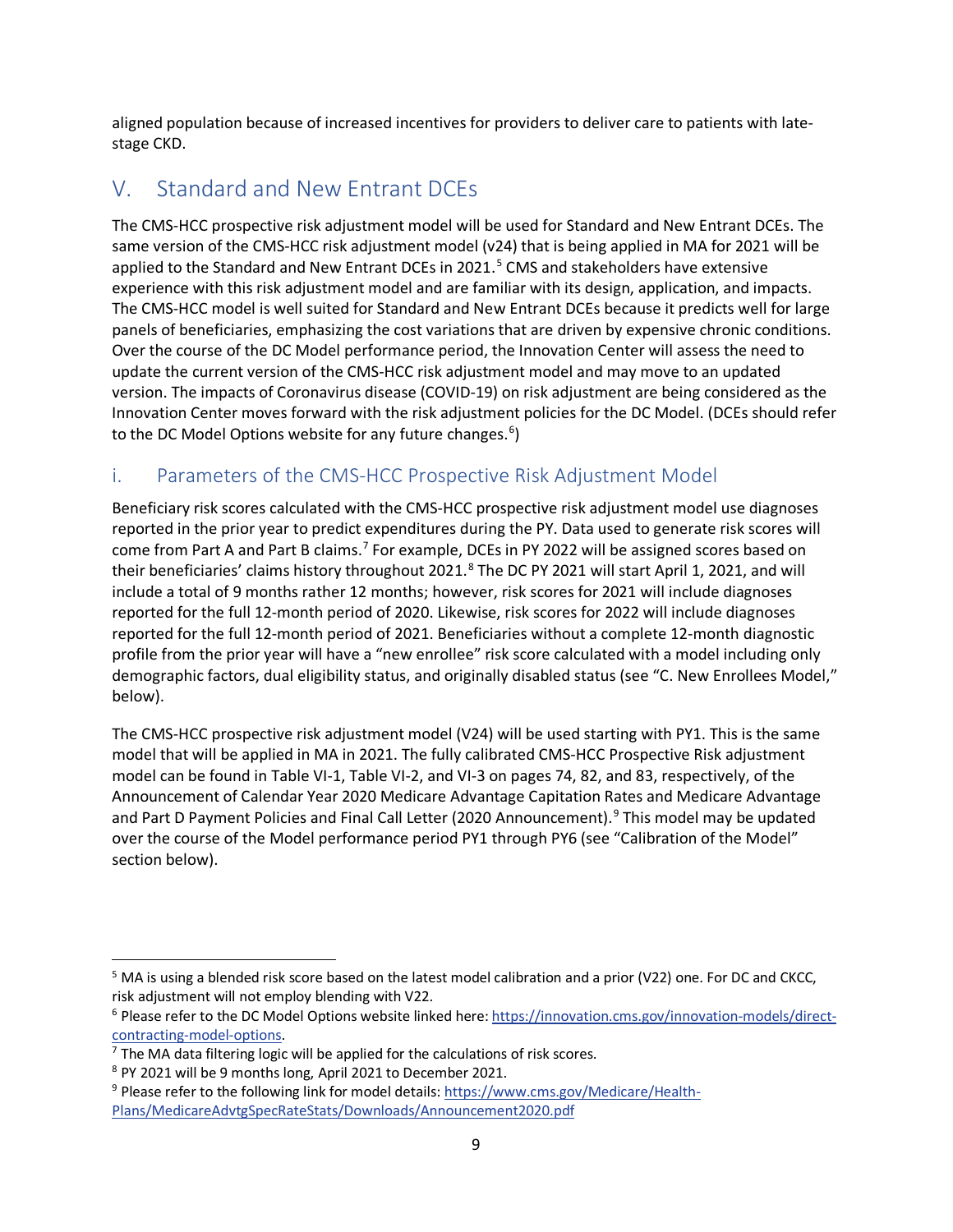aligned population because of increased incentives for providers to deliver care to patients with late-stage CKD.

## V. Standard and New Entrant DCEs

The CMS-HCC prospective risk adjustment model will be used for Standard and New Entrant DCEs. The same version of the CMS-HCC risk adjustment model (v24) that is being applied in MA for 2021 will be applied to the Standard and New Entrant DCEs in 2021.[5] CMS and stakeholders have extensive experience with this risk adjustment model and are familiar with its design, application, and impacts. The CMS-HCC model is well suited for Standard and New Entrant DCEs because it predicts well for large panels of beneficiaries, emphasizing the cost variations that are driven by expensive chronic conditions. Over the course of the DC Model performance period, the Innovation Center will assess the need to update the current version of the CMS-HCC risk adjustment model and may move to an updated version. The impacts of Coronavirus disease (COVID-19) on risk adjustment are being considered as the Innovation Center moves forward with the risk adjustment policies for the DC Model. (DCEs should refer to the DC Model Options website for any future changes.[6])

### i. Parameters of the CMS-HCC Prospective Risk Adjustment Model

Beneficiary risk scores calculated with the CMS-HCC prospective risk adjustment model use diagnoses reported in the prior year to predict expenditures during the PY. Data used to generate risk scores will come from Part A and Part B claims.[7] For example, DCEs in PY 2022 will be assigned scores based on their beneficiaries' claims history throughout 2021.[8] The DC PY 2021 will start April 1, 2021, and will include a total of 9 months rather 12 months; however, risk scores for 2021 will include diagnoses reported for the full 12-month period of 2020. Likewise, risk scores for 2022 will include diagnoses reported for the full 12-month period of 2021. Beneficiaries without a complete 12-month diagnostic profile from the prior year will have a "new enrollee" risk score calculated with a model including only demographic factors, dual eligibility status, and originally disabled status (see "C. New Enrollees Model," below).

The CMS-HCC prospective risk adjustment model (V24) will be used starting with PY1. This is the same model that will be applied in MA in 2021. The fully calibrated CMS-HCC Prospective Risk adjustment model can be found in Table VI-1, Table VI-2, and VI-3 on pages 74, 82, and 83, respectively, of the Announcement of Calendar Year 2020 Medicare Advantage Capitation Rates and Medicare Advantage and Part D Payment Policies and Final Call Letter (2020 Announcement).[9] This model may be updated over the course of the Model performance period PY1 through PY6 (see "Calibration of the Model" section below).

---

[5] MA is using a blended risk score based on the latest model calibration and a prior (V22) one. For DC and CKCC, risk adjustment will not employ blending with V22.

[6] Please refer to the DC Model Options website linked here: https://innovation.cms.gov/innovation-models/direct-contracting-model-options.

[7] The MA data filtering logic will be applied for the calculations of risk scores.

[8] PY 2021 will be 9 months long, April 2021 to December 2021.

[9] Please refer to the following link for model details: https://www.cms.gov/Medicare/Health-Plans/MedicareAdvtgSpecRateStats/Downloads/Announcement2020.pdf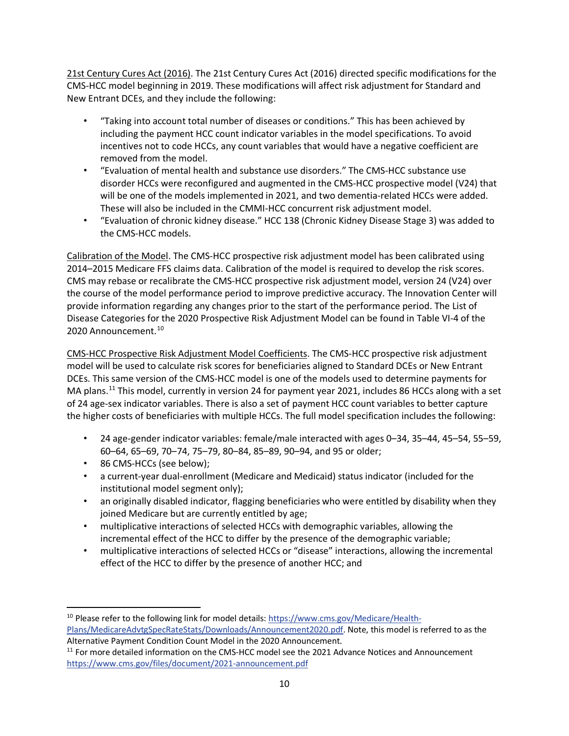21st Century Cures Act (2016). The 21st Century Cures Act (2016) directed specific modifications for the CMS-HCC model beginning in 2019. These modifications will affect risk adjustment for Standard and New Entrant DCEs, and they include the following:

- "Taking into account total number of diseases or conditions." This has been achieved by including the payment HCC count indicator variables in the model specifications. To avoid incentives not to code HCCs, any count variables that would have a negative coefficient are removed from the model.
- "Evaluation of mental health and substance use disorders." The CMS-HCC substance use disorder HCCs were reconfigured and augmented in the CMS-HCC prospective model (V24) that will be one of the models implemented in 2021, and two dementia-related HCCs were added. These will also be included in the CMMI-HCC concurrent risk adjustment model.
- "Evaluation of chronic kidney disease." HCC 138 (Chronic Kidney Disease Stage 3) was added to the CMS-HCC models.

Calibration of the Model. The CMS-HCC prospective risk adjustment model has been calibrated using 2014–2015 Medicare FFS claims data. Calibration of the model is required to develop the risk scores. CMS may rebase or recalibrate the CMS-HCC prospective risk adjustment model, version 24 (V24) over the course of the model performance period to improve predictive accuracy. The Innovation Center will provide information regarding any changes prior to the start of the performance period. The List of Disease Categories for the 2020 Prospective Risk Adjustment Model can be found in Table VI-4 of the 2020 Announcement.[10]

CMS-HCC Prospective Risk Adjustment Model Coefficients. The CMS-HCC prospective risk adjustment model will be used to calculate risk scores for beneficiaries aligned to Standard DCEs or New Entrant DCEs. This same version of the CMS-HCC model is one of the models used to determine payments for MA plans.[11] This model, currently in version 24 for payment year 2021, includes 86 HCCs along with a set of 24 age-sex indicator variables. There is also a set of payment HCC count variables to better capture the higher costs of beneficiaries with multiple HCCs. The full model specification includes the following:

- 24 age-gender indicator variables: female/male interacted with ages 0–34, 35–44, 45–54, 55–59, 60–64, 65–69, 70–74, 75–79, 80–84, 85–89, 90–94, and 95 or older;
- 86 CMS-HCCs (see below);
- a current-year dual-enrollment (Medicare and Medicaid) status indicator (included for the institutional model segment only);
- an originally disabled indicator, flagging beneficiaries who were entitled by disability when they joined Medicare but are currently entitled by age;
- multiplicative interactions of selected HCCs with demographic variables, allowing the incremental effect of the HCC to differ by the presence of the demographic variable;
- multiplicative interactions of selected HCCs or "disease" interactions, allowing the incremental effect of the HCC to differ by the presence of another HCC; and

[10] Please refer to the following link for model details: https://www.cms.gov/Medicare/Health-Plans/MedicareAdvtgSpecRateStats/Downloads/Announcement2020.pdf. Note, this model is referred to as the Alternative Payment Condition Count Model in the 2020 Announcement.

[11] For more detailed information on the CMS-HCC model see the 2021 Advance Notices and Announcement https://www.cms.gov/files/document/2021-announcement.pdf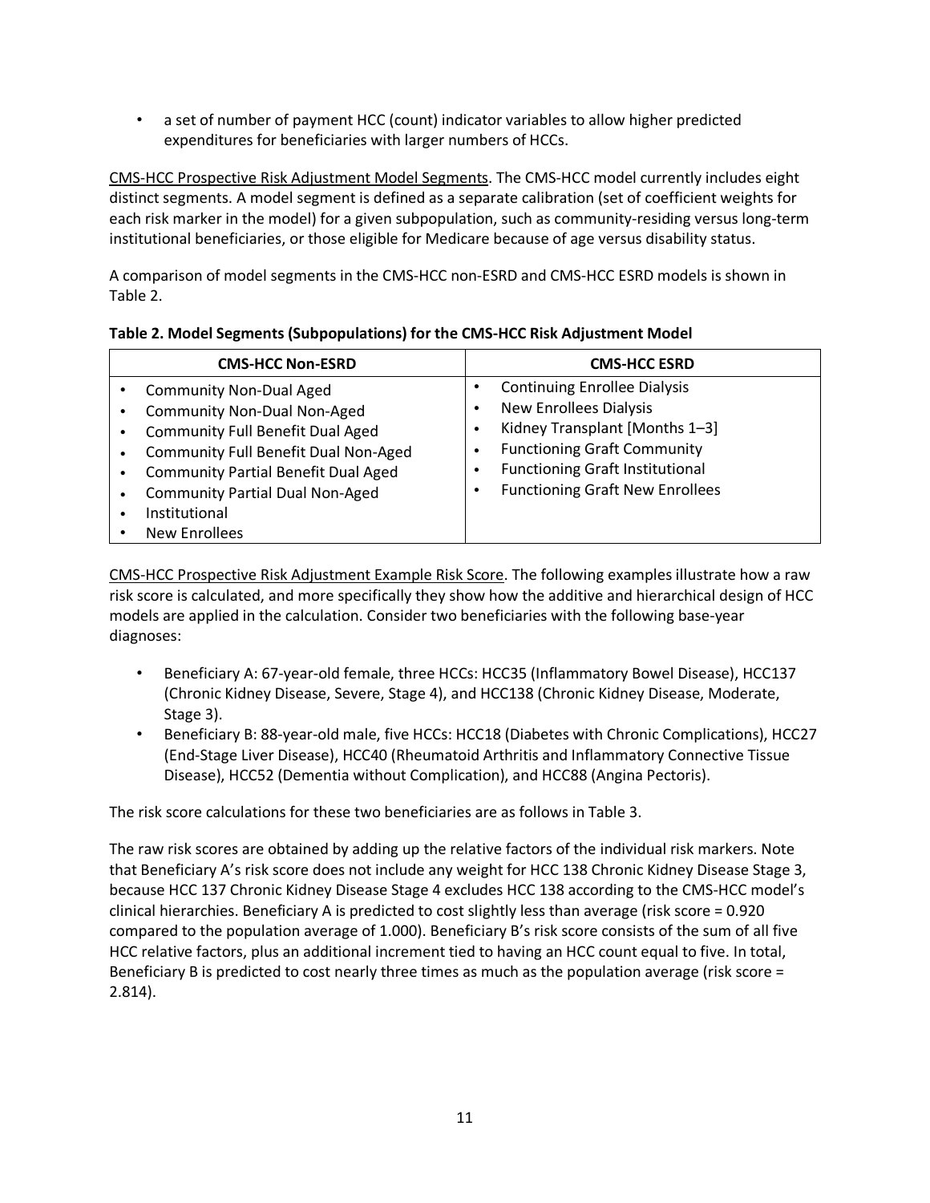- a set of number of payment HCC (count) indicator variables to allow higher predicted expenditures for beneficiaries with larger numbers of HCCs.

<u>CMS-HCC Prospective Risk Adjustment Model Segments</u>. The CMS-HCC model currently includes eight distinct segments. A model segment is defined as a separate calibration (set of coefficient weights for each risk marker in the model) for a given subpopulation, such as community-residing versus long-term institutional beneficiaries, or those eligible for Medicare because of age versus disability status.

A comparison of model segments in the CMS-HCC non-ESRD and CMS-HCC ESRD models is shown in Table 2.

**Table 2. Model Segments (Subpopulations) for the CMS-HCC Risk Adjustment Model**

| CMS-HCC Non-ESRD | CMS-HCC ESRD |
|---|---|
| • Community Non-Dual Aged<br>• Community Non-Dual Non-Aged<br>• Community Full Benefit Dual Aged<br>• Community Full Benefit Dual Non-Aged<br>• Community Partial Benefit Dual Aged<br>• Community Partial Dual Non-Aged<br>• Institutional<br>• New Enrollees | • Continuing Enrollee Dialysis<br>• New Enrollees Dialysis<br>• Kidney Transplant [Months 1–3]<br>• Functioning Graft Community<br>• Functioning Graft Institutional<br>• Functioning Graft New Enrollees |

<u>CMS-HCC Prospective Risk Adjustment Example Risk Score</u>. The following examples illustrate how a raw risk score is calculated, and more specifically they show how the additive and hierarchical design of HCC models are applied in the calculation. Consider two beneficiaries with the following base-year diagnoses:

- Beneficiary A: 67-year-old female, three HCCs: HCC35 (Inflammatory Bowel Disease), HCC137 (Chronic Kidney Disease, Severe, Stage 4), and HCC138 (Chronic Kidney Disease, Moderate, Stage 3).
- Beneficiary B: 88-year-old male, five HCCs: HCC18 (Diabetes with Chronic Complications), HCC27 (End-Stage Liver Disease), HCC40 (Rheumatoid Arthritis and Inflammatory Connective Tissue Disease), HCC52 (Dementia without Complication), and HCC88 (Angina Pectoris).

The risk score calculations for these two beneficiaries are as follows in Table 3.

The raw risk scores are obtained by adding up the relative factors of the individual risk markers. Note that Beneficiary A's risk score does not include any weight for HCC 138 Chronic Kidney Disease Stage 3, because HCC 137 Chronic Kidney Disease Stage 4 excludes HCC 138 according to the CMS-HCC model's clinical hierarchies. Beneficiary A is predicted to cost slightly less than average (risk score = 0.920 compared to the population average of 1.000). Beneficiary B's risk score consists of the sum of all five HCC relative factors, plus an additional increment tied to having an HCC count equal to five. In total, Beneficiary B is predicted to cost nearly three times as much as the population average (risk score = 2.814).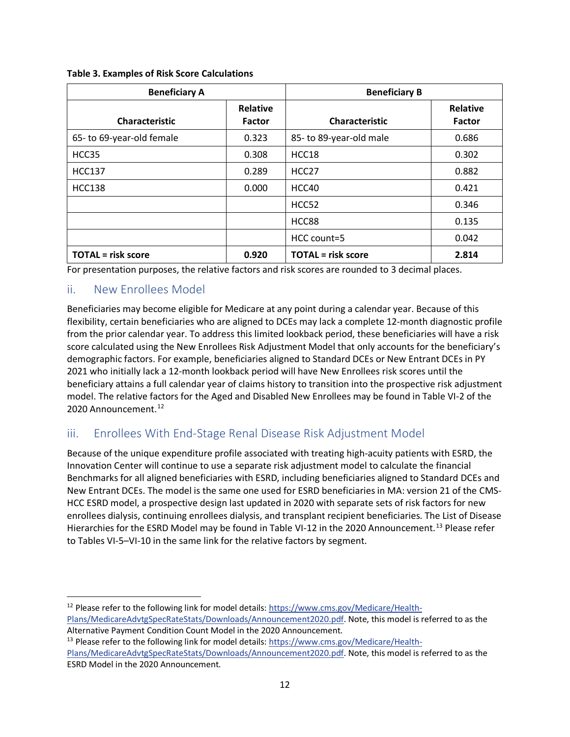**Table 3. Examples of Risk Score Calculations**

| Beneficiary A | | Beneficiary B | |
|---|---|---|---|
| **Characteristic** | **Relative Factor** | **Characteristic** | **Relative Factor** |
| 65- to 69-year-old female | 0.323 | 85- to 89-year-old male | 0.686 |
| HCC35 | 0.308 | HCC18 | 0.302 |
| HCC137 | 0.289 | HCC27 | 0.882 |
| HCC138 | 0.000 | HCC40 | 0.421 |
| | | HCC52 | 0.346 |
| | | HCC88 | 0.135 |
| | | HCC count=5 | 0.042 |
| **TOTAL = risk score** | **0.920** | **TOTAL = risk score** | **2.814** |

For presentation purposes, the relative factors and risk scores are rounded to 3 decimal places.

### ii. New Enrollees Model

Beneficiaries may become eligible for Medicare at any point during a calendar year. Because of this flexibility, certain beneficiaries who are aligned to DCEs may lack a complete 12-month diagnostic profile from the prior calendar year. To address this limited lookback period, these beneficiaries will have a risk score calculated using the New Enrollees Risk Adjustment Model that only accounts for the beneficiary's demographic factors. For example, beneficiaries aligned to Standard DCEs or New Entrant DCEs in PY 2021 who initially lack a 12-month lookback period will have New Enrollees risk scores until the beneficiary attains a full calendar year of claims history to transition into the prospective risk adjustment model. The relative factors for the Aged and Disabled New Enrollees may be found in Table VI-2 of the 2020 Announcement.[12]

### iii. Enrollees With End-Stage Renal Disease Risk Adjustment Model

Because of the unique expenditure profile associated with treating high-acuity patients with ESRD, the Innovation Center will continue to use a separate risk adjustment model to calculate the financial Benchmarks for all aligned beneficiaries with ESRD, including beneficiaries aligned to Standard DCEs and New Entrant DCEs. The model is the same one used for ESRD beneficiaries in MA: version 21 of the CMS-HCC ESRD model, a prospective design last updated in 2020 with separate sets of risk factors for new enrollees dialysis, continuing enrollees dialysis, and transplant recipient beneficiaries. The List of Disease Hierarchies for the ESRD Model may be found in Table VI-12 in the 2020 Announcement.[13] Please refer to Tables VI-5–VI-10 in the same link for the relative factors by segment.

---

[12] Please refer to the following link for model details: https://www.cms.gov/Medicare/Health-Plans/MedicareAdvtgSpecRateStats/Downloads/Announcement2020.pdf. Note, this model is referred to as the Alternative Payment Condition Count Model in the 2020 Announcement.

[13] Please refer to the following link for model details: https://www.cms.gov/Medicare/Health-Plans/MedicareAdvtgSpecRateStats/Downloads/Announcement2020.pdf. Note, this model is referred to as the ESRD Model in the 2020 Announcement.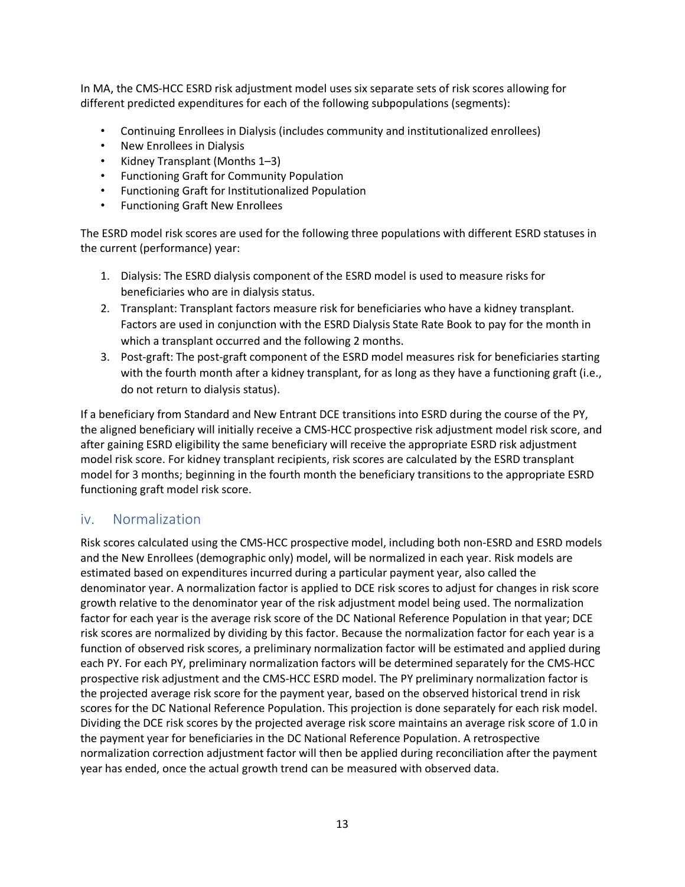In MA, the CMS-HCC ESRD risk adjustment model uses six separate sets of risk scores allowing for different predicted expenditures for each of the following subpopulations (segments):

- Continuing Enrollees in Dialysis (includes community and institutionalized enrollees)
- New Enrollees in Dialysis
- Kidney Transplant (Months 1–3)
- Functioning Graft for Community Population
- Functioning Graft for Institutionalized Population
- Functioning Graft New Enrollees

The ESRD model risk scores are used for the following three populations with different ESRD statuses in the current (performance) year:

1. Dialysis: The ESRD dialysis component of the ESRD model is used to measure risks for beneficiaries who are in dialysis status.
2. Transplant: Transplant factors measure risk for beneficiaries who have a kidney transplant. Factors are used in conjunction with the ESRD Dialysis State Rate Book to pay for the month in which a transplant occurred and the following 2 months.
3. Post-graft: The post-graft component of the ESRD model measures risk for beneficiaries starting with the fourth month after a kidney transplant, for as long as they have a functioning graft (i.e., do not return to dialysis status).

If a beneficiary from Standard and New Entrant DCE transitions into ESRD during the course of the PY, the aligned beneficiary will initially receive a CMS-HCC prospective risk adjustment model risk score, and after gaining ESRD eligibility the same beneficiary will receive the appropriate ESRD risk adjustment model risk score. For kidney transplant recipients, risk scores are calculated by the ESRD transplant model for 3 months; beginning in the fourth month the beneficiary transitions to the appropriate ESRD functioning graft model risk score.

## iv. Normalization

Risk scores calculated using the CMS-HCC prospective model, including both non-ESRD and ESRD models and the New Enrollees (demographic only) model, will be normalized in each year. Risk models are estimated based on expenditures incurred during a particular payment year, also called the denominator year. A normalization factor is applied to DCE risk scores to adjust for changes in risk score growth relative to the denominator year of the risk adjustment model being used. The normalization factor for each year is the average risk score of the DC National Reference Population in that year; DCE risk scores are normalized by dividing by this factor. Because the normalization factor for each year is a function of observed risk scores, a preliminary normalization factor will be estimated and applied during each PY. For each PY, preliminary normalization factors will be determined separately for the CMS-HCC prospective risk adjustment and the CMS-HCC ESRD model. The PY preliminary normalization factor is the projected average risk score for the payment year, based on the observed historical trend in risk scores for the DC National Reference Population. This projection is done separately for each risk model. Dividing the DCE risk scores by the projected average risk score maintains an average risk score of 1.0 in the payment year for beneficiaries in the DC National Reference Population. A retrospective normalization correction adjustment factor will then be applied during reconciliation after the payment year has ended, once the actual growth trend can be measured with observed data.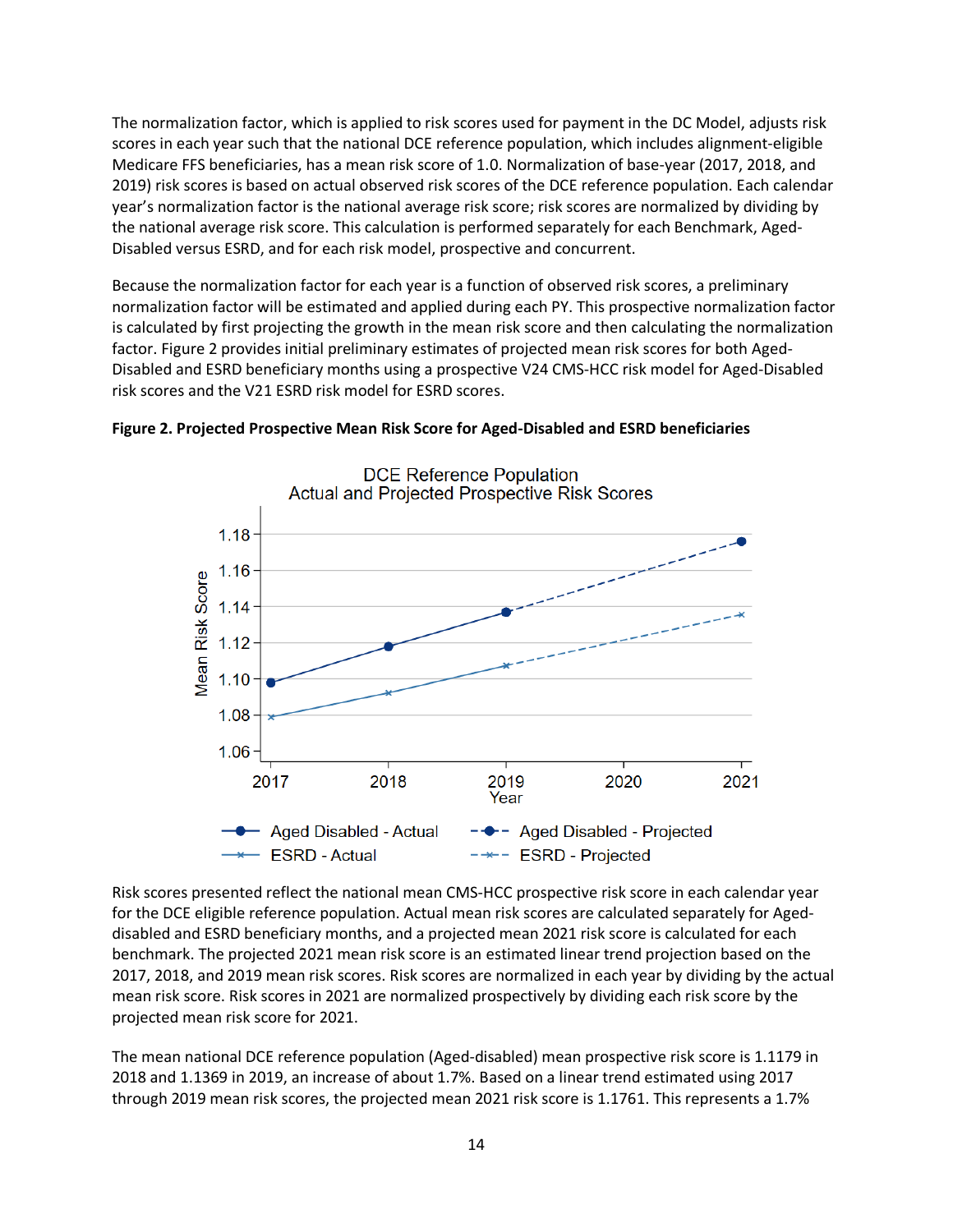The normalization factor, which is applied to risk scores used for payment in the DC Model, adjusts risk scores in each year such that the national DCE reference population, which includes alignment-eligible Medicare FFS beneficiaries, has a mean risk score of 1.0. Normalization of base-year (2017, 2018, and 2019) risk scores is based on actual observed risk scores of the DCE reference population. Each calendar year's normalization factor is the national average risk score; risk scores are normalized by dividing by the national average risk score. This calculation is performed separately for each Benchmark, Aged-Disabled versus ESRD, and for each risk model, prospective and concurrent.

Because the normalization factor for each year is a function of observed risk scores, a preliminary normalization factor will be estimated and applied during each PY. This prospective normalization factor is calculated by first projecting the growth in the mean risk score and then calculating the normalization factor. Figure 2 provides initial preliminary estimates of projected mean risk scores for both Aged-Disabled and ESRD beneficiary months using a prospective V24 CMS-HCC risk model for Aged-Disabled risk scores and the V21 ESRD risk model for ESRD scores.

**Figure 2. Projected Prospective Mean Risk Score for Aged-Disabled and ESRD beneficiaries**

Risk scores presented reflect the national mean CMS-HCC prospective risk score in each calendar year for the DCE eligible reference population. Actual mean risk scores are calculated separately for Aged-disabled and ESRD beneficiary months, and a projected mean 2021 risk score is calculated for each benchmark. The projected 2021 mean risk score is an estimated linear trend projection based on the 2017, 2018, and 2019 mean risk scores. Risk scores are normalized in each year by dividing by the actual mean risk score. Risk scores in 2021 are normalized prospectively by dividing each risk score by the projected mean risk score for 2021.

The mean national DCE reference population (Aged-disabled) mean prospective risk score is 1.1179 in 2018 and 1.1369 in 2019, an increase of about 1.7%. Based on a linear trend estimated using 2017 through 2019 mean risk scores, the projected mean 2021 risk score is 1.1761. This represents a 1.7%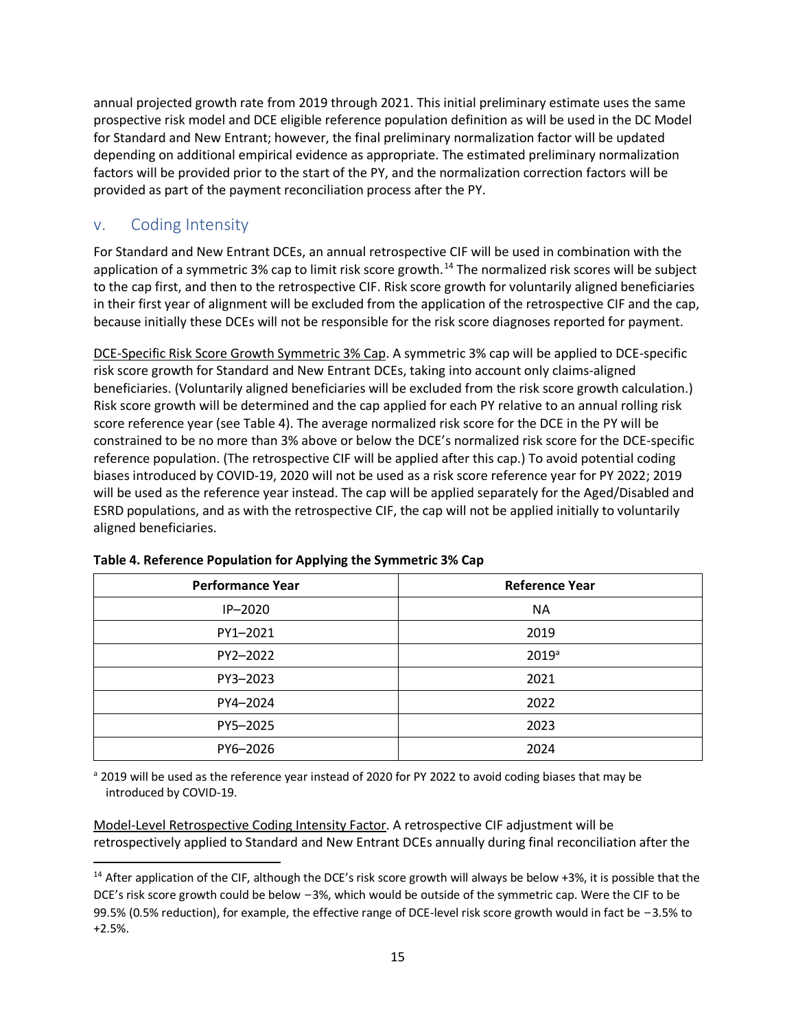annual projected growth rate from 2019 through 2021. This initial preliminary estimate uses the same prospective risk model and DCE eligible reference population definition as will be used in the DC Model for Standard and New Entrant; however, the final preliminary normalization factor will be updated depending on additional empirical evidence as appropriate. The estimated preliminary normalization factors will be provided prior to the start of the PY, and the normalization correction factors will be provided as part of the payment reconciliation process after the PY.

## v. Coding Intensity

For Standard and New Entrant DCEs, an annual retrospective CIF will be used in combination with the application of a symmetric 3% cap to limit risk score growth.[14] The normalized risk scores will be subject to the cap first, and then to the retrospective CIF. Risk score growth for voluntarily aligned beneficiaries in their first year of alignment will be excluded from the application of the retrospective CIF and the cap, because initially these DCEs will not be responsible for the risk score diagnoses reported for payment.

<u>DCE-Specific Risk Score Growth Symmetric 3% Cap</u>. A symmetric 3% cap will be applied to DCE-specific risk score growth for Standard and New Entrant DCEs, taking into account only claims-aligned beneficiaries. (Voluntarily aligned beneficiaries will be excluded from the risk score growth calculation.) Risk score growth will be determined and the cap applied for each PY relative to an annual rolling risk score reference year (see Table 4). The average normalized risk score for the DCE in the PY will be constrained to be no more than 3% above or below the DCE's normalized risk score for the DCE-specific reference population. (The retrospective CIF will be applied after this cap.) To avoid potential coding biases introduced by COVID-19, 2020 will not be used as a risk score reference year for PY 2022; 2019 will be used as the reference year instead. The cap will be applied separately for the Aged/Disabled and ESRD populations, and as with the retrospective CIF, the cap will not be applied initially to voluntarily aligned beneficiaries.

**Table 4. Reference Population for Applying the Symmetric 3% Cap**

| Performance Year | Reference Year |
|---|---|
| IP–2020 | NA |
| PY1–2021 | 2019 |
| PY2–2022 | 2019[a] |
| PY3–2023 | 2021 |
| PY4–2024 | 2022 |
| PY5–2025 | 2023 |
| PY6–2026 | 2024 |

[a] 2019 will be used as the reference year instead of 2020 for PY 2022 to avoid coding biases that may be introduced by COVID-19.

<u>Model-Level Retrospective Coding Intensity Factor</u>. A retrospective CIF adjustment will be retrospectively applied to Standard and New Entrant DCEs annually during final reconciliation after the

[14] After application of the CIF, although the DCE's risk score growth will always be below +3%, it is possible that the DCE's risk score growth could be below −3%, which would be outside of the symmetric cap. Were the CIF to be 99.5% (0.5% reduction), for example, the effective range of DCE-level risk score growth would in fact be −3.5% to +2.5%.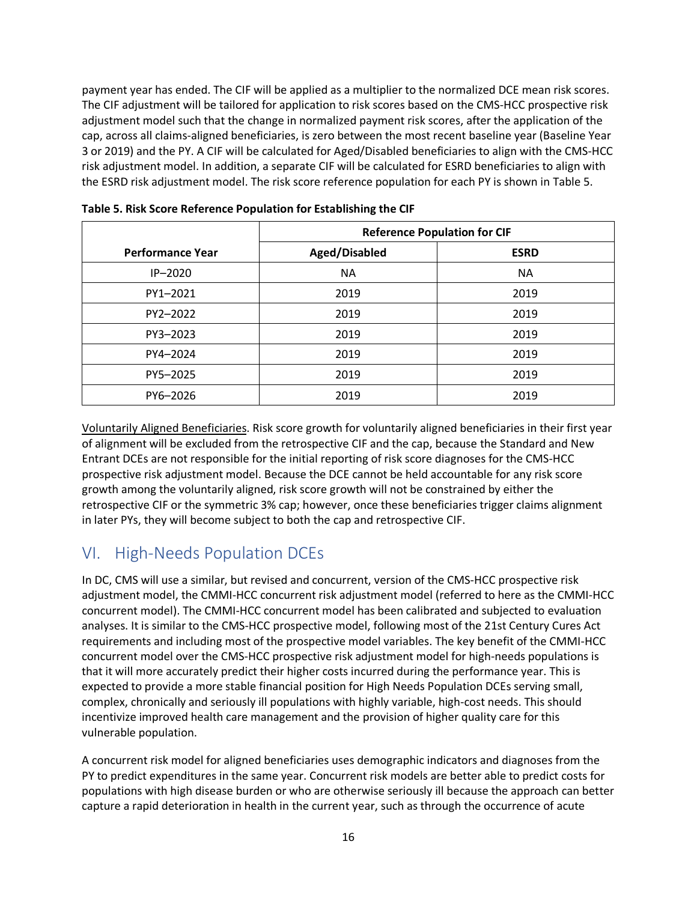payment year has ended. The CIF will be applied as a multiplier to the normalized DCE mean risk scores. The CIF adjustment will be tailored for application to risk scores based on the CMS-HCC prospective risk adjustment model such that the change in normalized payment risk scores, after the application of the cap, across all claims-aligned beneficiaries, is zero between the most recent baseline year (Baseline Year 3 or 2019) and the PY. A CIF will be calculated for Aged/Disabled beneficiaries to align with the CMS-HCC risk adjustment model. In addition, a separate CIF will be calculated for ESRD beneficiaries to align with the ESRD risk adjustment model. The risk score reference population for each PY is shown in Table 5.

**Table 5. Risk Score Reference Population for Establishing the CIF**

| | Reference Population for CIF | |
|---|---|---|
| **Performance Year** | **Aged/Disabled** | **ESRD** |
| IP–2020 | NA | NA |
| PY1–2021 | 2019 | 2019 |
| PY2–2022 | 2019 | 2019 |
| PY3–2023 | 2019 | 2019 |
| PY4–2024 | 2019 | 2019 |
| PY5–2025 | 2019 | 2019 |
| PY6–2026 | 2019 | 2019 |

Voluntarily Aligned Beneficiaries. Risk score growth for voluntarily aligned beneficiaries in their first year of alignment will be excluded from the retrospective CIF and the cap, because the Standard and New Entrant DCEs are not responsible for the initial reporting of risk score diagnoses for the CMS-HCC prospective risk adjustment model. Because the DCE cannot be held accountable for any risk score growth among the voluntarily aligned, risk score growth will not be constrained by either the retrospective CIF or the symmetric 3% cap; however, once these beneficiaries trigger claims alignment in later PYs, they will become subject to both the cap and retrospective CIF.

## VI. High-Needs Population DCEs

In DC, CMS will use a similar, but revised and concurrent, version of the CMS-HCC prospective risk adjustment model, the CMMI-HCC concurrent risk adjustment model (referred to here as the CMMI-HCC concurrent model). The CMMI-HCC concurrent model has been calibrated and subjected to evaluation analyses. It is similar to the CMS-HCC prospective model, following most of the 21st Century Cures Act requirements and including most of the prospective model variables. The key benefit of the CMMI-HCC concurrent model over the CMS-HCC prospective risk adjustment model for high-needs populations is that it will more accurately predict their higher costs incurred during the performance year. This is expected to provide a more stable financial position for High Needs Population DCEs serving small, complex, chronically and seriously ill populations with highly variable, high-cost needs. This should incentivize improved health care management and the provision of higher quality care for this vulnerable population.

A concurrent risk model for aligned beneficiaries uses demographic indicators and diagnoses from the PY to predict expenditures in the same year. Concurrent risk models are better able to predict costs for populations with high disease burden or who are otherwise seriously ill because the approach can better capture a rapid deterioration in health in the current year, such as through the occurrence of acute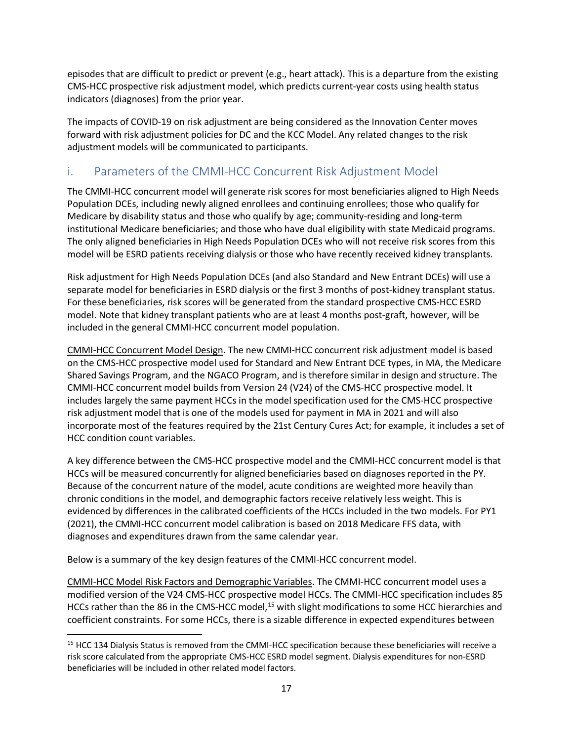episodes that are difficult to predict or prevent (e.g., heart attack). This is a departure from the existing CMS-HCC prospective risk adjustment model, which predicts current-year costs using health status indicators (diagnoses) from the prior year.

The impacts of COVID-19 on risk adjustment are being considered as the Innovation Center moves forward with risk adjustment policies for DC and the KCC Model. Any related changes to the risk adjustment models will be communicated to participants.

### i. Parameters of the CMMI-HCC Concurrent Risk Adjustment Model

The CMMI-HCC concurrent model will generate risk scores for most beneficiaries aligned to High Needs Population DCEs, including newly aligned enrollees and continuing enrollees; those who qualify for Medicare by disability status and those who qualify by age; community-residing and long-term institutional Medicare beneficiaries; and those who have dual eligibility with state Medicaid programs. The only aligned beneficiaries in High Needs Population DCEs who will not receive risk scores from this model will be ESRD patients receiving dialysis or those who have recently received kidney transplants.

Risk adjustment for High Needs Population DCEs (and also Standard and New Entrant DCEs) will use a separate model for beneficiaries in ESRD dialysis or the first 3 months of post-kidney transplant status. For these beneficiaries, risk scores will be generated from the standard prospective CMS-HCC ESRD model. Note that kidney transplant patients who are at least 4 months post-graft, however, will be included in the general CMMI-HCC concurrent model population.

CMMI-HCC Concurrent Model Design. The new CMMI-HCC concurrent risk adjustment model is based on the CMS-HCC prospective model used for Standard and New Entrant DCE types, in MA, the Medicare Shared Savings Program, and the NGACO Program, and is therefore similar in design and structure. The CMMI-HCC concurrent model builds from Version 24 (V24) of the CMS-HCC prospective model. It includes largely the same payment HCCs in the model specification used for the CMS-HCC prospective risk adjustment model that is one of the models used for payment in MA in 2021 and will also incorporate most of the features required by the 21st Century Cures Act; for example, it includes a set of HCC condition count variables.

A key difference between the CMS-HCC prospective model and the CMMI-HCC concurrent model is that HCCs will be measured concurrently for aligned beneficiaries based on diagnoses reported in the PY. Because of the concurrent nature of the model, acute conditions are weighted more heavily than chronic conditions in the model, and demographic factors receive relatively less weight. This is evidenced by differences in the calibrated coefficients of the HCCs included in the two models. For PY1 (2021), the CMMI-HCC concurrent model calibration is based on 2018 Medicare FFS data, with diagnoses and expenditures drawn from the same calendar year.

Below is a summary of the key design features of the CMMI-HCC concurrent model.

CMMI-HCC Model Risk Factors and Demographic Variables. The CMMI-HCC concurrent model uses a modified version of the V24 CMS-HCC prospective model HCCs. The CMMI-HCC specification includes 85 HCCs rather than the 86 in the CMS-HCC model,[15] with slight modifications to some HCC hierarchies and coefficient constraints. For some HCCs, there is a sizable difference in expected expenditures between

[15] HCC 134 Dialysis Status is removed from the CMMI-HCC specification because these beneficiaries will receive a risk score calculated from the appropriate CMS-HCC ESRD model segment. Dialysis expenditures for non-ESRD beneficiaries will be included in other related model factors.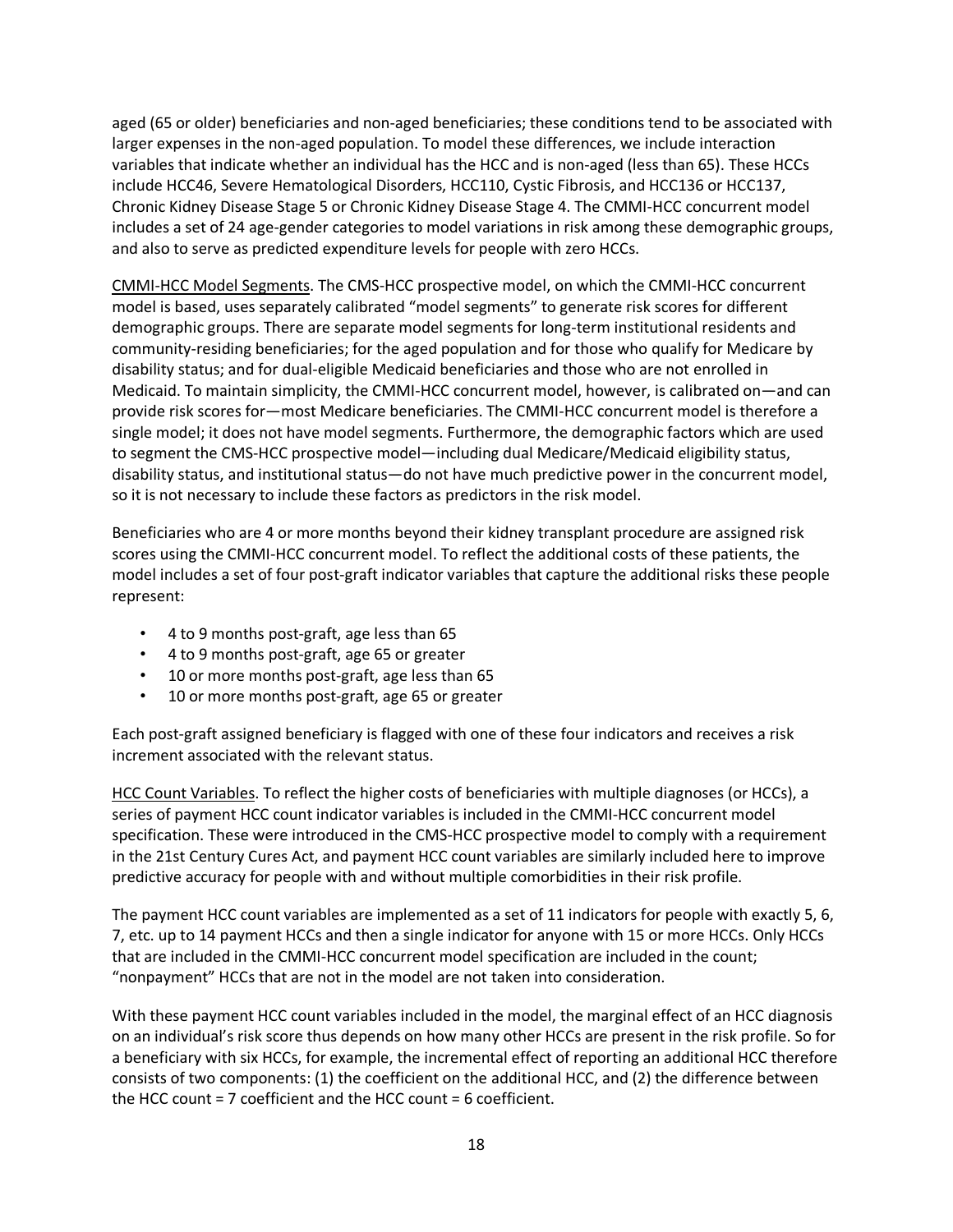aged (65 or older) beneficiaries and non-aged beneficiaries; these conditions tend to be associated with larger expenses in the non-aged population. To model these differences, we include interaction variables that indicate whether an individual has the HCC and is non-aged (less than 65). These HCCs include HCC46, Severe Hematological Disorders, HCC110, Cystic Fibrosis, and HCC136 or HCC137, Chronic Kidney Disease Stage 5 or Chronic Kidney Disease Stage 4. The CMMI-HCC concurrent model includes a set of 24 age-gender categories to model variations in risk among these demographic groups, and also to serve as predicted expenditure levels for people with zero HCCs.

<u>CMMI-HCC Model Segments</u>. The CMS-HCC prospective model, on which the CMMI-HCC concurrent model is based, uses separately calibrated "model segments" to generate risk scores for different demographic groups. There are separate model segments for long-term institutional residents and community-residing beneficiaries; for the aged population and for those who qualify for Medicare by disability status; and for dual-eligible Medicaid beneficiaries and those who are not enrolled in Medicaid. To maintain simplicity, the CMMI-HCC concurrent model, however, is calibrated on—and can provide risk scores for—most Medicare beneficiaries. The CMMI-HCC concurrent model is therefore a single model; it does not have model segments. Furthermore, the demographic factors which are used to segment the CMS-HCC prospective model—including dual Medicare/Medicaid eligibility status, disability status, and institutional status—do not have much predictive power in the concurrent model, so it is not necessary to include these factors as predictors in the risk model.

Beneficiaries who are 4 or more months beyond their kidney transplant procedure are assigned risk scores using the CMMI-HCC concurrent model. To reflect the additional costs of these patients, the model includes a set of four post-graft indicator variables that capture the additional risks these people represent:

- 4 to 9 months post-graft, age less than 65
- 4 to 9 months post-graft, age 65 or greater
- 10 or more months post-graft, age less than 65
- 10 or more months post-graft, age 65 or greater

Each post-graft assigned beneficiary is flagged with one of these four indicators and receives a risk increment associated with the relevant status.

<u>HCC Count Variables</u>. To reflect the higher costs of beneficiaries with multiple diagnoses (or HCCs), a series of payment HCC count indicator variables is included in the CMMI-HCC concurrent model specification. These were introduced in the CMS-HCC prospective model to comply with a requirement in the 21st Century Cures Act, and payment HCC count variables are similarly included here to improve predictive accuracy for people with and without multiple comorbidities in their risk profile.

The payment HCC count variables are implemented as a set of 11 indicators for people with exactly 5, 6, 7, etc. up to 14 payment HCCs and then a single indicator for anyone with 15 or more HCCs. Only HCCs that are included in the CMMI-HCC concurrent model specification are included in the count; "nonpayment" HCCs that are not in the model are not taken into consideration.

With these payment HCC count variables included in the model, the marginal effect of an HCC diagnosis on an individual's risk score thus depends on how many other HCCs are present in the risk profile. So for a beneficiary with six HCCs, for example, the incremental effect of reporting an additional HCC therefore consists of two components: (1) the coefficient on the additional HCC, and (2) the difference between the HCC count = 7 coefficient and the HCC count = 6 coefficient.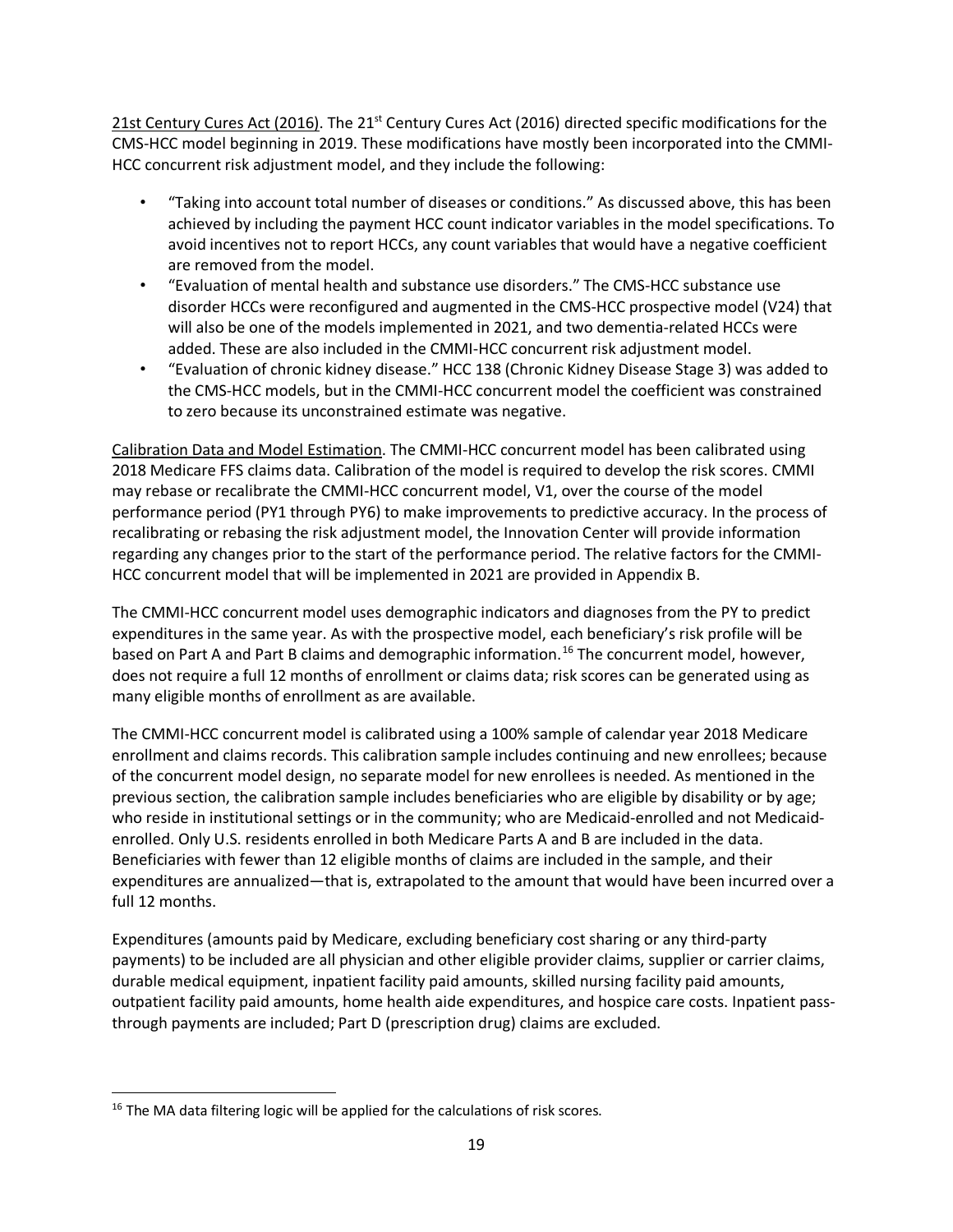21st Century Cures Act (2016). The 21st Century Cures Act (2016) directed specific modifications for the CMS-HCC model beginning in 2019. These modifications have mostly been incorporated into the CMMI-HCC concurrent risk adjustment model, and they include the following:

- "Taking into account total number of diseases or conditions." As discussed above, this has been achieved by including the payment HCC count indicator variables in the model specifications. To avoid incentives not to report HCCs, any count variables that would have a negative coefficient are removed from the model.
- "Evaluation of mental health and substance use disorders." The CMS-HCC substance use disorder HCCs were reconfigured and augmented in the CMS-HCC prospective model (V24) that will also be one of the models implemented in 2021, and two dementia-related HCCs were added. These are also included in the CMMI-HCC concurrent risk adjustment model.
- "Evaluation of chronic kidney disease." HCC 138 (Chronic Kidney Disease Stage 3) was added to the CMS-HCC models, but in the CMMI-HCC concurrent model the coefficient was constrained to zero because its unconstrained estimate was negative.

Calibration Data and Model Estimation. The CMMI-HCC concurrent model has been calibrated using 2018 Medicare FFS claims data. Calibration of the model is required to develop the risk scores. CMMI may rebase or recalibrate the CMMI-HCC concurrent model, V1, over the course of the model performance period (PY1 through PY6) to make improvements to predictive accuracy. In the process of recalibrating or rebasing the risk adjustment model, the Innovation Center will provide information regarding any changes prior to the start of the performance period. The relative factors for the CMMI-HCC concurrent model that will be implemented in 2021 are provided in Appendix B.

The CMMI-HCC concurrent model uses demographic indicators and diagnoses from the PY to predict expenditures in the same year. As with the prospective model, each beneficiary's risk profile will be based on Part A and Part B claims and demographic information.[16] The concurrent model, however, does not require a full 12 months of enrollment or claims data; risk scores can be generated using as many eligible months of enrollment as are available.

The CMMI-HCC concurrent model is calibrated using a 100% sample of calendar year 2018 Medicare enrollment and claims records. This calibration sample includes continuing and new enrollees; because of the concurrent model design, no separate model for new enrollees is needed. As mentioned in the previous section, the calibration sample includes beneficiaries who are eligible by disability or by age; who reside in institutional settings or in the community; who are Medicaid-enrolled and not Medicaid-enrolled. Only U.S. residents enrolled in both Medicare Parts A and B are included in the data. Beneficiaries with fewer than 12 eligible months of claims are included in the sample, and their expenditures are annualized—that is, extrapolated to the amount that would have been incurred over a full 12 months.

Expenditures (amounts paid by Medicare, excluding beneficiary cost sharing or any third-party payments) to be included are all physician and other eligible provider claims, supplier or carrier claims, durable medical equipment, inpatient facility paid amounts, skilled nursing facility paid amounts, outpatient facility paid amounts, home health aide expenditures, and hospice care costs. Inpatient pass-through payments are included; Part D (prescription drug) claims are excluded.

[16] The MA data filtering logic will be applied for the calculations of risk scores.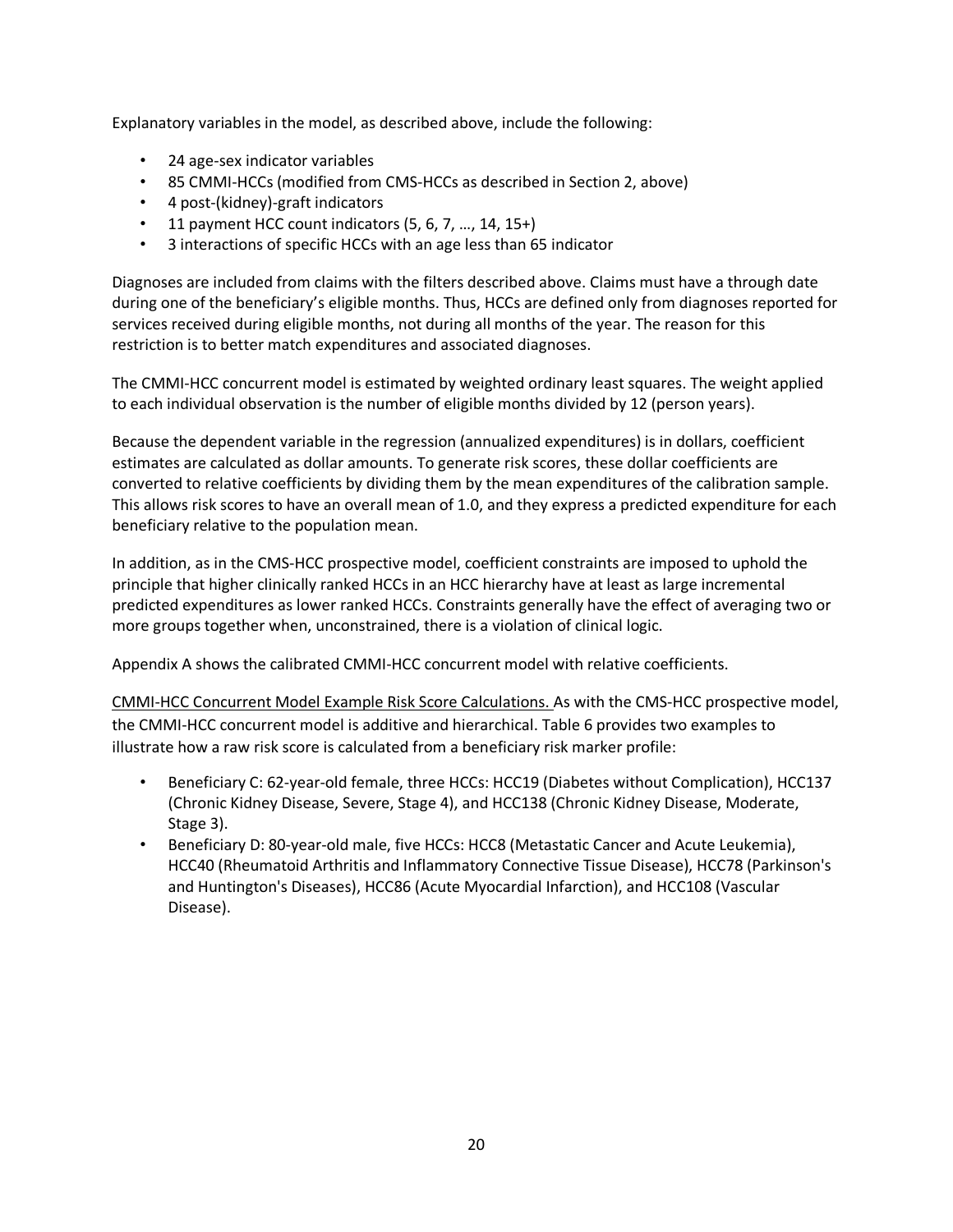Explanatory variables in the model, as described above, include the following:

- 24 age-sex indicator variables
- 85 CMMI-HCCs (modified from CMS-HCCs as described in Section 2, above)
- 4 post-(kidney)-graft indicators
- 11 payment HCC count indicators (5, 6, 7, …, 14, 15+)
- 3 interactions of specific HCCs with an age less than 65 indicator

Diagnoses are included from claims with the filters described above. Claims must have a through date during one of the beneficiary's eligible months. Thus, HCCs are defined only from diagnoses reported for services received during eligible months, not during all months of the year. The reason for this restriction is to better match expenditures and associated diagnoses.

The CMMI-HCC concurrent model is estimated by weighted ordinary least squares. The weight applied to each individual observation is the number of eligible months divided by 12 (person years).

Because the dependent variable in the regression (annualized expenditures) is in dollars, coefficient estimates are calculated as dollar amounts. To generate risk scores, these dollar coefficients are converted to relative coefficients by dividing them by the mean expenditures of the calibration sample. This allows risk scores to have an overall mean of 1.0, and they express a predicted expenditure for each beneficiary relative to the population mean.

In addition, as in the CMS-HCC prospective model, coefficient constraints are imposed to uphold the principle that higher clinically ranked HCCs in an HCC hierarchy have at least as large incremental predicted expenditures as lower ranked HCCs. Constraints generally have the effect of averaging two or more groups together when, unconstrained, there is a violation of clinical logic.

Appendix A shows the calibrated CMMI-HCC concurrent model with relative coefficients.

CMMI-HCC Concurrent Model Example Risk Score Calculations. As with the CMS-HCC prospective model, the CMMI-HCC concurrent model is additive and hierarchical. Table 6 provides two examples to illustrate how a raw risk score is calculated from a beneficiary risk marker profile:

- Beneficiary C: 62-year-old female, three HCCs: HCC19 (Diabetes without Complication), HCC137 (Chronic Kidney Disease, Severe, Stage 4), and HCC138 (Chronic Kidney Disease, Moderate, Stage 3).
- Beneficiary D: 80-year-old male, five HCCs: HCC8 (Metastatic Cancer and Acute Leukemia), HCC40 (Rheumatoid Arthritis and Inflammatory Connective Tissue Disease), HCC78 (Parkinson's and Huntington's Diseases), HCC86 (Acute Myocardial Infarction), and HCC108 (Vascular Disease).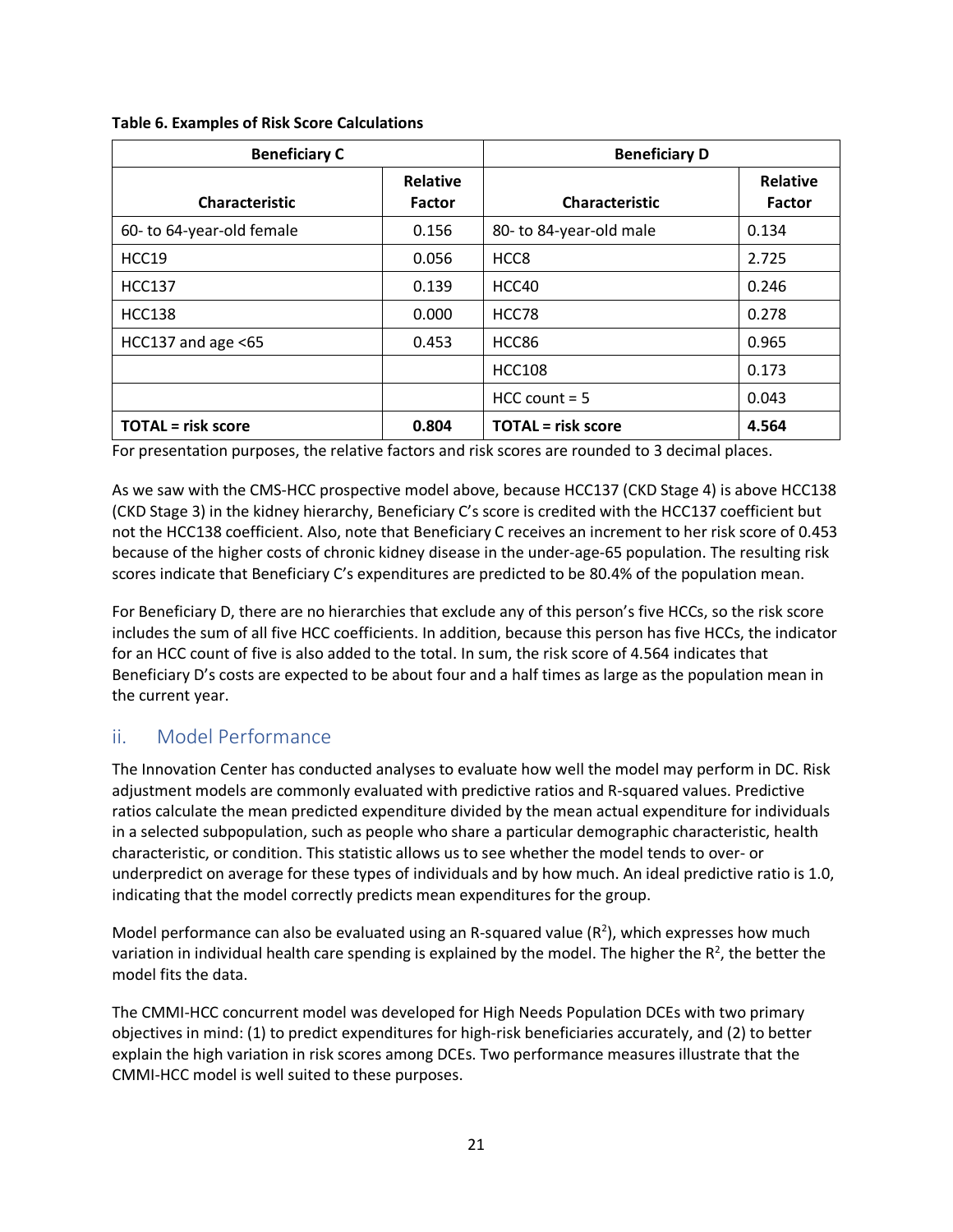**Table 6. Examples of Risk Score Calculations**

| Beneficiary C | | Beneficiary D | |
|---|---|---|---|
| **Characteristic** | **Relative Factor** | **Characteristic** | **Relative Factor** |
| 60- to 64-year-old female | 0.156 | 80- to 84-year-old male | 0.134 |
| HCC19 | 0.056 | HCC8 | 2.725 |
| HCC137 | 0.139 | HCC40 | 0.246 |
| HCC138 | 0.000 | HCC78 | 0.278 |
| HCC137 and age <65 | 0.453 | HCC86 | 0.965 |
| | | HCC108 | 0.173 |
| | | HCC count = 5 | 0.043 |
| **TOTAL = risk score** | **0.804** | **TOTAL = risk score** | **4.564** |

For presentation purposes, the relative factors and risk scores are rounded to 3 decimal places.

As we saw with the CMS-HCC prospective model above, because HCC137 (CKD Stage 4) is above HCC138 (CKD Stage 3) in the kidney hierarchy, Beneficiary C's score is credited with the HCC137 coefficient but not the HCC138 coefficient. Also, note that Beneficiary C receives an increment to her risk score of 0.453 because of the higher costs of chronic kidney disease in the under-age-65 population. The resulting risk scores indicate that Beneficiary C's expenditures are predicted to be 80.4% of the population mean.

For Beneficiary D, there are no hierarchies that exclude any of this person's five HCCs, so the risk score includes the sum of all five HCC coefficients. In addition, because this person has five HCCs, the indicator for an HCC count of five is also added to the total. In sum, the risk score of 4.564 indicates that Beneficiary D's costs are expected to be about four and a half times as large as the population mean in the current year.

## ii. Model Performance

The Innovation Center has conducted analyses to evaluate how well the model may perform in DC. Risk adjustment models are commonly evaluated with predictive ratios and R-squared values. Predictive ratios calculate the mean predicted expenditure divided by the mean actual expenditure for individuals in a selected subpopulation, such as people who share a particular demographic characteristic, health characteristic, or condition. This statistic allows us to see whether the model tends to over- or underpredict on average for these types of individuals and by how much. An ideal predictive ratio is 1.0, indicating that the model correctly predicts mean expenditures for the group.

Model performance can also be evaluated using an R-squared value ($R^2$), which expresses how much variation in individual health care spending is explained by the model. The higher the $R^2$, the better the model fits the data.

The CMMI-HCC concurrent model was developed for High Needs Population DCEs with two primary objectives in mind: (1) to predict expenditures for high-risk beneficiaries accurately, and (2) to better explain the high variation in risk scores among DCEs. Two performance measures illustrate that the CMMI-HCC model is well suited to these purposes.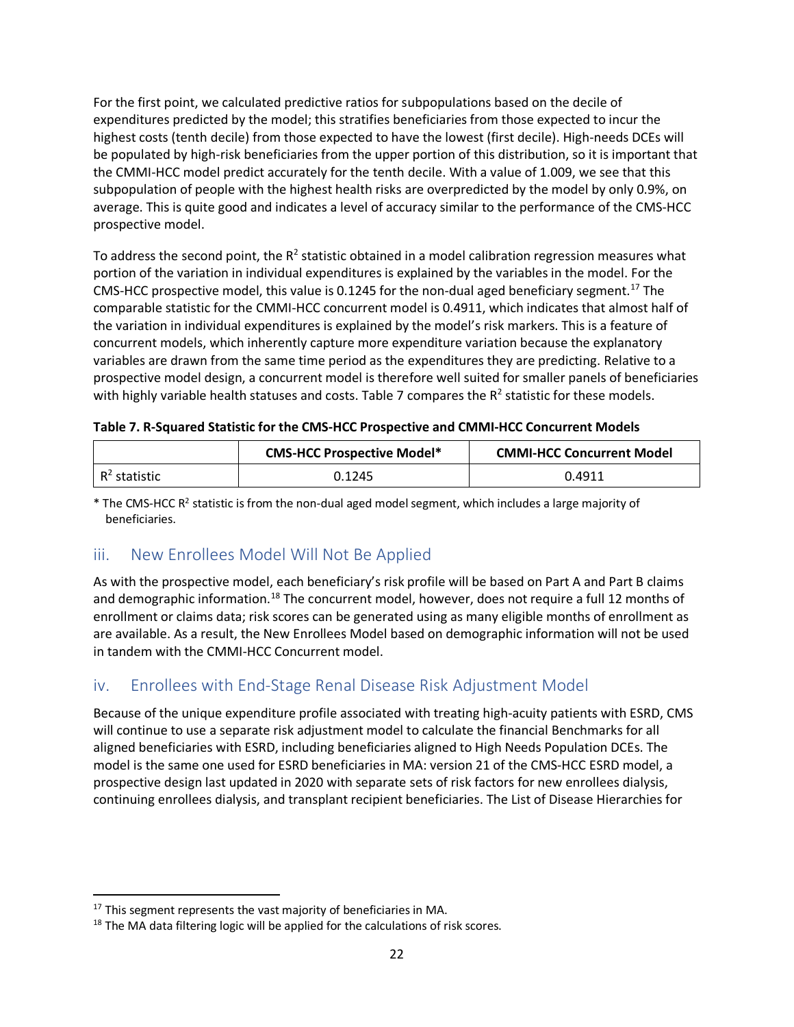For the first point, we calculated predictive ratios for subpopulations based on the decile of expenditures predicted by the model; this stratifies beneficiaries from those expected to incur the highest costs (tenth decile) from those expected to have the lowest (first decile). High-needs DCEs will be populated by high-risk beneficiaries from the upper portion of this distribution, so it is important that the CMMI-HCC model predict accurately for the tenth decile. With a value of 1.009, we see that this subpopulation of people with the highest health risks are overpredicted by the model by only 0.9%, on average. This is quite good and indicates a level of accuracy similar to the performance of the CMS-HCC prospective model.

To address the second point, the $R^2$ statistic obtained in a model calibration regression measures what portion of the variation in individual expenditures is explained by the variables in the model. For the CMS-HCC prospective model, this value is 0.1245 for the non-dual aged beneficiary segment.[17] The comparable statistic for the CMMI-HCC concurrent model is 0.4911, which indicates that almost half of the variation in individual expenditures is explained by the model's risk markers. This is a feature of concurrent models, which inherently capture more expenditure variation because the explanatory variables are drawn from the same time period as the expenditures they are predicting. Relative to a prospective model design, a concurrent model is therefore well suited for smaller panels of beneficiaries with highly variable health statuses and costs. Table 7 compares the $R^2$ statistic for these models.

**Table 7. R-Squared Statistic for the CMS-HCC Prospective and CMMI-HCC Concurrent Models**

| | CMS-HCC Prospective Model* | CMMI-HCC Concurrent Model |
|---|---|---|
| $R^2$ statistic | 0.1245 | 0.4911 |

\* The CMS-HCC $R^2$ statistic is from the non-dual aged model segment, which includes a large majority of beneficiaries.

## iii. New Enrollees Model Will Not Be Applied

As with the prospective model, each beneficiary's risk profile will be based on Part A and Part B claims and demographic information.[18] The concurrent model, however, does not require a full 12 months of enrollment or claims data; risk scores can be generated using as many eligible months of enrollment as are available. As a result, the New Enrollees Model based on demographic information will not be used in tandem with the CMMI-HCC Concurrent model.

## iv. Enrollees with End-Stage Renal Disease Risk Adjustment Model

Because of the unique expenditure profile associated with treating high-acuity patients with ESRD, CMS will continue to use a separate risk adjustment model to calculate the financial Benchmarks for all aligned beneficiaries with ESRD, including beneficiaries aligned to High Needs Population DCEs. The model is the same one used for ESRD beneficiaries in MA: version 21 of the CMS-HCC ESRD model, a prospective design last updated in 2020 with separate sets of risk factors for new enrollees dialysis, continuing enrollees dialysis, and transplant recipient beneficiaries. The List of Disease Hierarchies for

[17] This segment represents the vast majority of beneficiaries in MA.

[18] The MA data filtering logic will be applied for the calculations of risk scores.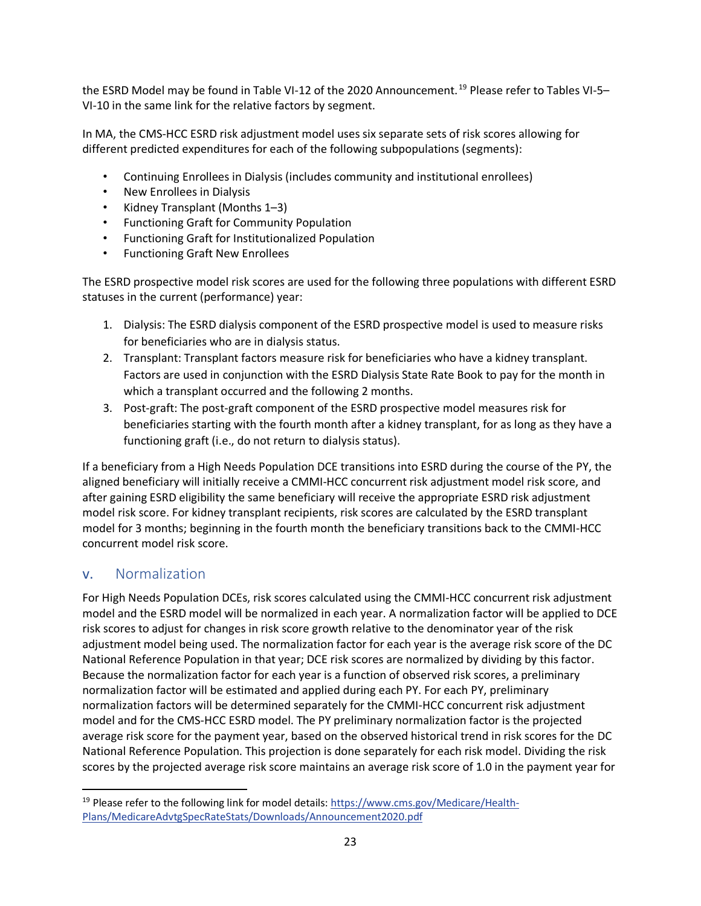the ESRD Model may be found in Table VI-12 of the 2020 Announcement.[19] Please refer to Tables VI-5–VI-10 in the same link for the relative factors by segment.

In MA, the CMS-HCC ESRD risk adjustment model uses six separate sets of risk scores allowing for different predicted expenditures for each of the following subpopulations (segments):

- Continuing Enrollees in Dialysis (includes community and institutional enrollees)
- New Enrollees in Dialysis
- Kidney Transplant (Months 1–3)
- Functioning Graft for Community Population
- Functioning Graft for Institutionalized Population
- Functioning Graft New Enrollees

The ESRD prospective model risk scores are used for the following three populations with different ESRD statuses in the current (performance) year:

1. Dialysis: The ESRD dialysis component of the ESRD prospective model is used to measure risks for beneficiaries who are in dialysis status.
2. Transplant: Transplant factors measure risk for beneficiaries who have a kidney transplant. Factors are used in conjunction with the ESRD Dialysis State Rate Book to pay for the month in which a transplant occurred and the following 2 months.
3. Post-graft: The post-graft component of the ESRD prospective model measures risk for beneficiaries starting with the fourth month after a kidney transplant, for as long as they have a functioning graft (i.e., do not return to dialysis status).

If a beneficiary from a High Needs Population DCE transitions into ESRD during the course of the PY, the aligned beneficiary will initially receive a CMMI-HCC concurrent risk adjustment model risk score, and after gaining ESRD eligibility the same beneficiary will receive the appropriate ESRD risk adjustment model risk score. For kidney transplant recipients, risk scores are calculated by the ESRD transplant model for 3 months; beginning in the fourth month the beneficiary transitions back to the CMMI-HCC concurrent model risk score.

## v. Normalization

For High Needs Population DCEs, risk scores calculated using the CMMI-HCC concurrent risk adjustment model and the ESRD model will be normalized in each year. A normalization factor will be applied to DCE risk scores to adjust for changes in risk score growth relative to the denominator year of the risk adjustment model being used. The normalization factor for each year is the average risk score of the DC National Reference Population in that year; DCE risk scores are normalized by dividing by this factor. Because the normalization factor for each year is a function of observed risk scores, a preliminary normalization factor will be estimated and applied during each PY. For each PY, preliminary normalization factors will be determined separately for the CMMI-HCC concurrent risk adjustment model and for the CMS-HCC ESRD model. The PY preliminary normalization factor is the projected average risk score for the payment year, based on the observed historical trend in risk scores for the DC National Reference Population. This projection is done separately for each risk model. Dividing the risk scores by the projected average risk score maintains an average risk score of 1.0 in the payment year for

---

[19] Please refer to the following link for model details: https://www.cms.gov/Medicare/Health-Plans/MedicareAdvtgSpecRateStats/Downloads/Announcement2020.pdf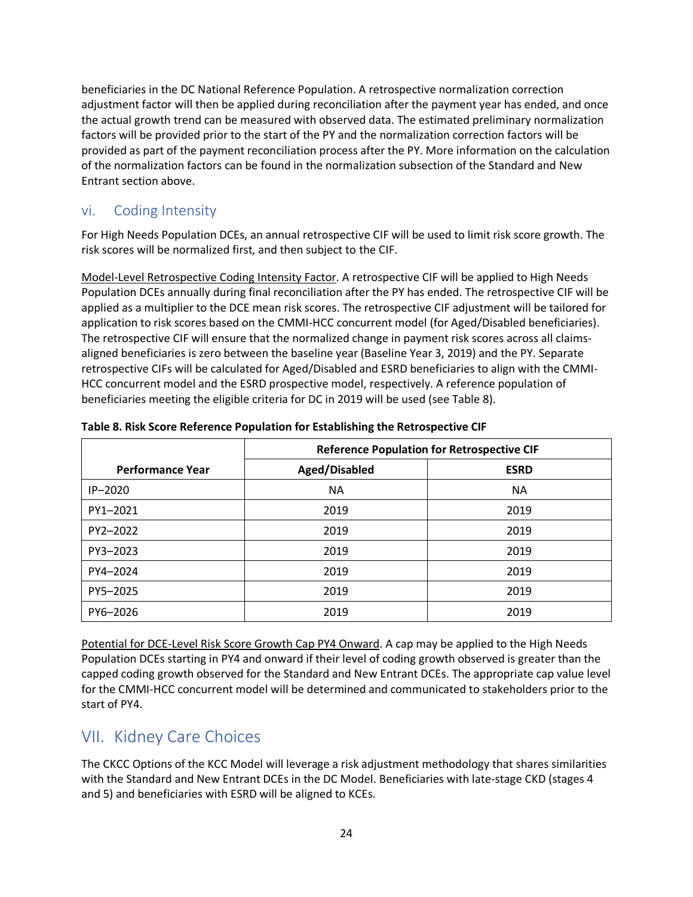beneficiaries in the DC National Reference Population. A retrospective normalization correction adjustment factor will then be applied during reconciliation after the payment year has ended, and once the actual growth trend can be measured with observed data. The estimated preliminary normalization factors will be provided prior to the start of the PY and the normalization correction factors will be provided as part of the payment reconciliation process after the PY. More information on the calculation of the normalization factors can be found in the normalization subsection of the Standard and New Entrant section above.

### vi. Coding Intensity

For High Needs Population DCEs, an annual retrospective CIF will be used to limit risk score growth. The risk scores will be normalized first, and then subject to the CIF.

Model-Level Retrospective Coding Intensity Factor. A retrospective CIF will be applied to High Needs Population DCEs annually during final reconciliation after the PY has ended. The retrospective CIF will be applied as a multiplier to the DCE mean risk scores. The retrospective CIF adjustment will be tailored for application to risk scores based on the CMMI-HCC concurrent model (for Aged/Disabled beneficiaries). The retrospective CIF will ensure that the normalized change in payment risk scores across all claims-aligned beneficiaries is zero between the baseline year (Baseline Year 3, 2019) and the PY. Separate retrospective CIFs will be calculated for Aged/Disabled and ESRD beneficiaries to align with the CMMI-HCC concurrent model and the ESRD prospective model, respectively. A reference population of beneficiaries meeting the eligible criteria for DC in 2019 will be used (see Table 8).

**Table 8. Risk Score Reference Population for Establishing the Retrospective CIF**

| | Reference Population for Retrospective CIF | |
|---|---|---|
| **Performance Year** | **Aged/Disabled** | **ESRD** |
| IP–2020 | NA | NA |
| PY1–2021 | 2019 | 2019 |
| PY2–2022 | 2019 | 2019 |
| PY3–2023 | 2019 | 2019 |
| PY4–2024 | 2019 | 2019 |
| PY5–2025 | 2019 | 2019 |
| PY6–2026 | 2019 | 2019 |

Potential for DCE-Level Risk Score Growth Cap PY4 Onward. A cap may be applied to the High Needs Population DCEs starting in PY4 and onward if their level of coding growth observed is greater than the capped coding growth observed for the Standard and New Entrant DCEs. The appropriate cap value level for the CMMI-HCC concurrent model will be determined and communicated to stakeholders prior to the start of PY4.

## VII. Kidney Care Choices

The CKCC Options of the KCC Model will leverage a risk adjustment methodology that shares similarities with the Standard and New Entrant DCEs in the DC Model. Beneficiaries with late-stage CKD (stages 4 and 5) and beneficiaries with ESRD will be aligned to KCEs.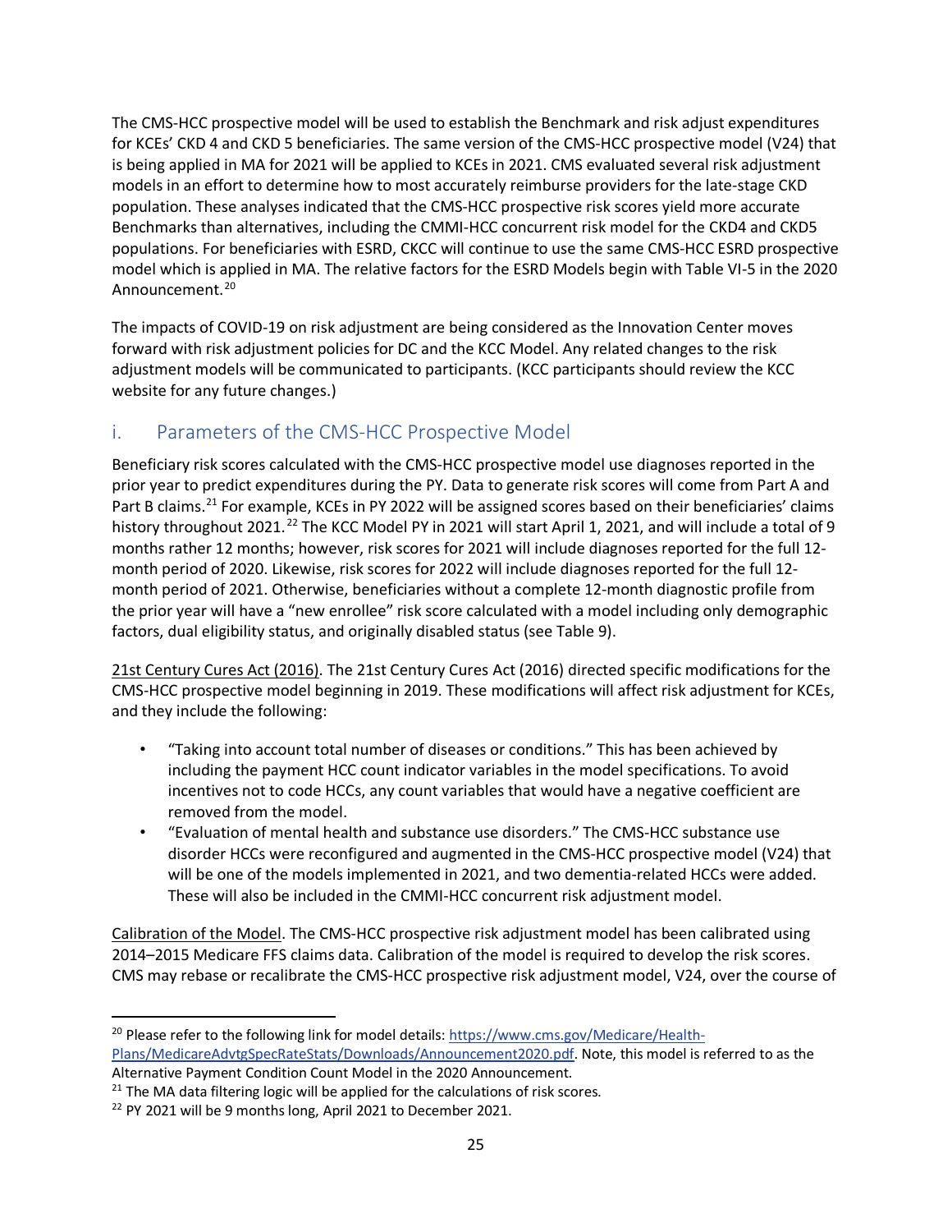The CMS-HCC prospective model will be used to establish the Benchmark and risk adjust expenditures for KCEs' CKD 4 and CKD 5 beneficiaries. The same version of the CMS-HCC prospective model (V24) that is being applied in MA for 2021 will be applied to KCEs in 2021. CMS evaluated several risk adjustment models in an effort to determine how to most accurately reimburse providers for the late-stage CKD population. These analyses indicated that the CMS-HCC prospective risk scores yield more accurate Benchmarks than alternatives, including the CMMI-HCC concurrent risk model for the CKD4 and CKD5 populations. For beneficiaries with ESRD, CKCC will continue to use the same CMS-HCC ESRD prospective model which is applied in MA. The relative factors for the ESRD Models begin with Table VI-5 in the 2020 Announcement.[20]

The impacts of COVID-19 on risk adjustment are being considered as the Innovation Center moves forward with risk adjustment policies for DC and the KCC Model. Any related changes to the risk adjustment models will be communicated to participants. (KCC participants should review the KCC website for any future changes.)

## i. Parameters of the CMS-HCC Prospective Model

Beneficiary risk scores calculated with the CMS-HCC prospective model use diagnoses reported in the prior year to predict expenditures during the PY. Data to generate risk scores will come from Part A and Part B claims.[21] For example, KCEs in PY 2022 will be assigned scores based on their beneficiaries' claims history throughout 2021.[22] The KCC Model PY in 2021 will start April 1, 2021, and will include a total of 9 months rather 12 months; however, risk scores for 2021 will include diagnoses reported for the full 12-month period of 2020. Likewise, risk scores for 2022 will include diagnoses reported for the full 12-month period of 2021. Otherwise, beneficiaries without a complete 12-month diagnostic profile from the prior year will have a "new enrollee" risk score calculated with a model including only demographic factors, dual eligibility status, and originally disabled status (see Table 9).

<u>21st Century Cures Act (2016)</u>. The 21st Century Cures Act (2016) directed specific modifications for the CMS-HCC prospective model beginning in 2019. These modifications will affect risk adjustment for KCEs, and they include the following:

- "Taking into account total number of diseases or conditions." This has been achieved by including the payment HCC count indicator variables in the model specifications. To avoid incentives not to code HCCs, any count variables that would have a negative coefficient are removed from the model.
- "Evaluation of mental health and substance use disorders." The CMS-HCC substance use disorder HCCs were reconfigured and augmented in the CMS-HCC prospective model (V24) that will be one of the models implemented in 2021, and two dementia-related HCCs were added. These will also be included in the CMMI-HCC concurrent risk adjustment model.

<u>Calibration of the Model</u>. The CMS-HCC prospective risk adjustment model has been calibrated using 2014–2015 Medicare FFS claims data. Calibration of the model is required to develop the risk scores. CMS may rebase or recalibrate the CMS-HCC prospective risk adjustment model, V24, over the course of

---

[20] Please refer to the following link for model details: https://www.cms.gov/Medicare/Health-Plans/MedicareAdvtgSpecRateStats/Downloads/Announcement2020.pdf. Note, this model is referred to as the Alternative Payment Condition Count Model in the 2020 Announcement.

[21] The MA data filtering logic will be applied for the calculations of risk scores.

[22] PY 2021 will be 9 months long, April 2021 to December 2021.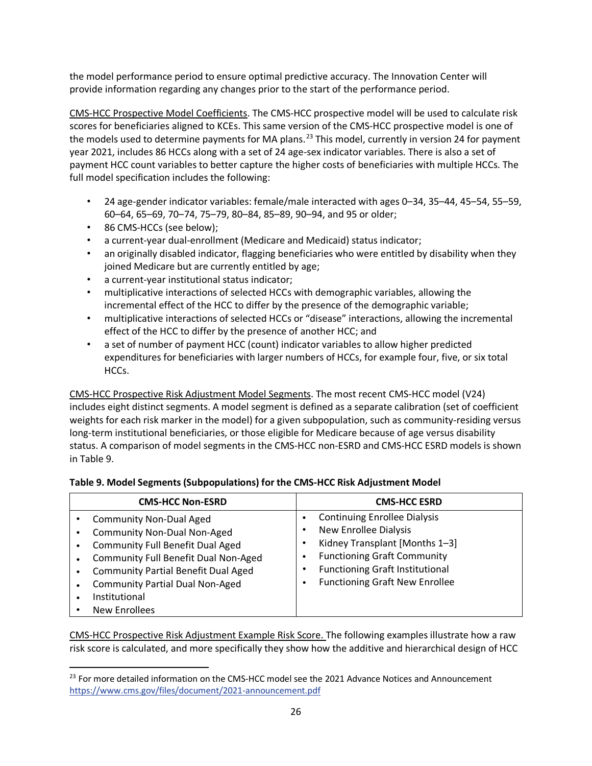the model performance period to ensure optimal predictive accuracy. The Innovation Center will provide information regarding any changes prior to the start of the performance period.

CMS-HCC Prospective Model Coefficients. The CMS-HCC prospective model will be used to calculate risk scores for beneficiaries aligned to KCEs. This same version of the CMS-HCC prospective model is one of the models used to determine payments for MA plans.[23] This model, currently in version 24 for payment year 2021, includes 86 HCCs along with a set of 24 age-sex indicator variables. There is also a set of payment HCC count variables to better capture the higher costs of beneficiaries with multiple HCCs. The full model specification includes the following:

- 24 age-gender indicator variables: female/male interacted with ages 0–34, 35–44, 45–54, 55–59, 60–64, 65–69, 70–74, 75–79, 80–84, 85–89, 90–94, and 95 or older;
- 86 CMS-HCCs (see below);
- a current-year dual-enrollment (Medicare and Medicaid) status indicator;
- an originally disabled indicator, flagging beneficiaries who were entitled by disability when they joined Medicare but are currently entitled by age;
- a current-year institutional status indicator;
- multiplicative interactions of selected HCCs with demographic variables, allowing the incremental effect of the HCC to differ by the presence of the demographic variable;
- multiplicative interactions of selected HCCs or "disease" interactions, allowing the incremental effect of the HCC to differ by the presence of another HCC; and
- a set of number of payment HCC (count) indicator variables to allow higher predicted expenditures for beneficiaries with larger numbers of HCCs, for example four, five, or six total HCCs.

CMS-HCC Prospective Risk Adjustment Model Segments. The most recent CMS-HCC model (V24) includes eight distinct segments. A model segment is defined as a separate calibration (set of coefficient weights for each risk marker in the model) for a given subpopulation, such as community-residing versus long-term institutional beneficiaries, or those eligible for Medicare because of age versus disability status. A comparison of model segments in the CMS-HCC non-ESRD and CMS-HCC ESRD models is shown in Table 9.

**Table 9. Model Segments (Subpopulations) for the CMS-HCC Risk Adjustment Model**

| CMS-HCC Non-ESRD | CMS-HCC ESRD |
|---|---|
| • Community Non-Dual Aged<br>• Community Non-Dual Non-Aged<br>• Community Full Benefit Dual Aged<br>• Community Full Benefit Dual Non-Aged<br>• Community Partial Benefit Dual Aged<br>• Community Partial Dual Non-Aged<br>• Institutional<br>• New Enrollees | • Continuing Enrollee Dialysis<br>• New Enrollee Dialysis<br>• Kidney Transplant [Months 1–3]<br>• Functioning Graft Community<br>• Functioning Graft Institutional<br>• Functioning Graft New Enrollee |

CMS-HCC Prospective Risk Adjustment Example Risk Score. The following examples illustrate how a raw risk score is calculated, and more specifically they show how the additive and hierarchical design of HCC

[23] For more detailed information on the CMS-HCC model see the 2021 Advance Notices and Announcement https://www.cms.gov/files/document/2021-announcement.pdf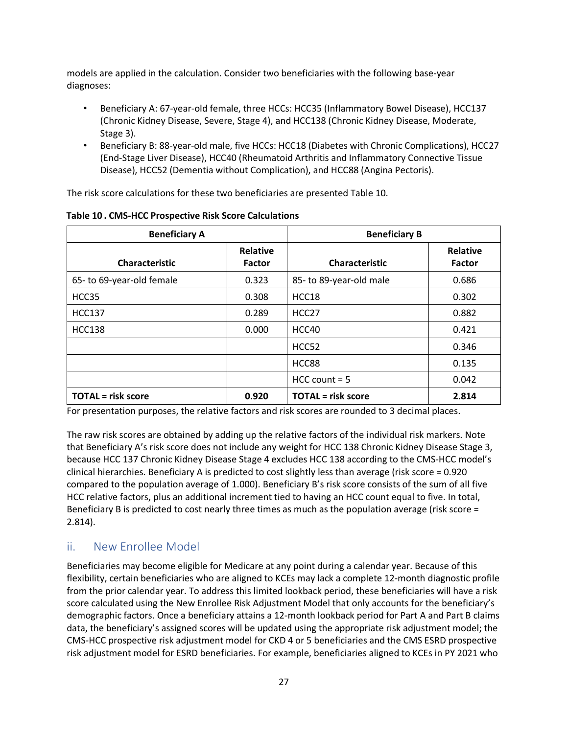models are applied in the calculation. Consider two beneficiaries with the following base-year diagnoses:

- Beneficiary A: 67-year-old female, three HCCs: HCC35 (Inflammatory Bowel Disease), HCC137 (Chronic Kidney Disease, Severe, Stage 4), and HCC138 (Chronic Kidney Disease, Moderate, Stage 3).
- Beneficiary B: 88-year-old male, five HCCs: HCC18 (Diabetes with Chronic Complications), HCC27 (End-Stage Liver Disease), HCC40 (Rheumatoid Arthritis and Inflammatory Connective Tissue Disease), HCC52 (Dementia without Complication), and HCC88 (Angina Pectoris).

The risk score calculations for these two beneficiaries are presented Table 10.

**Table 10 . CMS-HCC Prospective Risk Score Calculations**

| Beneficiary A | | Beneficiary B | |
|---|---|---|---|
| **Characteristic** | **Relative Factor** | **Characteristic** | **Relative Factor** |
| 65- to 69-year-old female | 0.323 | 85- to 89-year-old male | 0.686 |
| HCC35 | 0.308 | HCC18 | 0.302 |
| HCC137 | 0.289 | HCC27 | 0.882 |
| HCC138 | 0.000 | HCC40 | 0.421 |
| | | HCC52 | 0.346 |
| | | HCC88 | 0.135 |
| | | HCC count = 5 | 0.042 |
| **TOTAL = risk score** | **0.920** | **TOTAL = risk score** | **2.814** |

For presentation purposes, the relative factors and risk scores are rounded to 3 decimal places.

The raw risk scores are obtained by adding up the relative factors of the individual risk markers. Note that Beneficiary A's risk score does not include any weight for HCC 138 Chronic Kidney Disease Stage 3, because HCC 137 Chronic Kidney Disease Stage 4 excludes HCC 138 according to the CMS-HCC model's clinical hierarchies. Beneficiary A is predicted to cost slightly less than average (risk score = 0.920 compared to the population average of 1.000). Beneficiary B's risk score consists of the sum of all five HCC relative factors, plus an additional increment tied to having an HCC count equal to five. In total, Beneficiary B is predicted to cost nearly three times as much as the population average (risk score = 2.814).

## ii. New Enrollee Model

Beneficiaries may become eligible for Medicare at any point during a calendar year. Because of this flexibility, certain beneficiaries who are aligned to KCEs may lack a complete 12-month diagnostic profile from the prior calendar year. To address this limited lookback period, these beneficiaries will have a risk score calculated using the New Enrollee Risk Adjustment Model that only accounts for the beneficiary's demographic factors. Once a beneficiary attains a 12-month lookback period for Part A and Part B claims data, the beneficiary's assigned scores will be updated using the appropriate risk adjustment model; the CMS-HCC prospective risk adjustment model for CKD 4 or 5 beneficiaries and the CMS ESRD prospective risk adjustment model for ESRD beneficiaries. For example, beneficiaries aligned to KCEs in PY 2021 who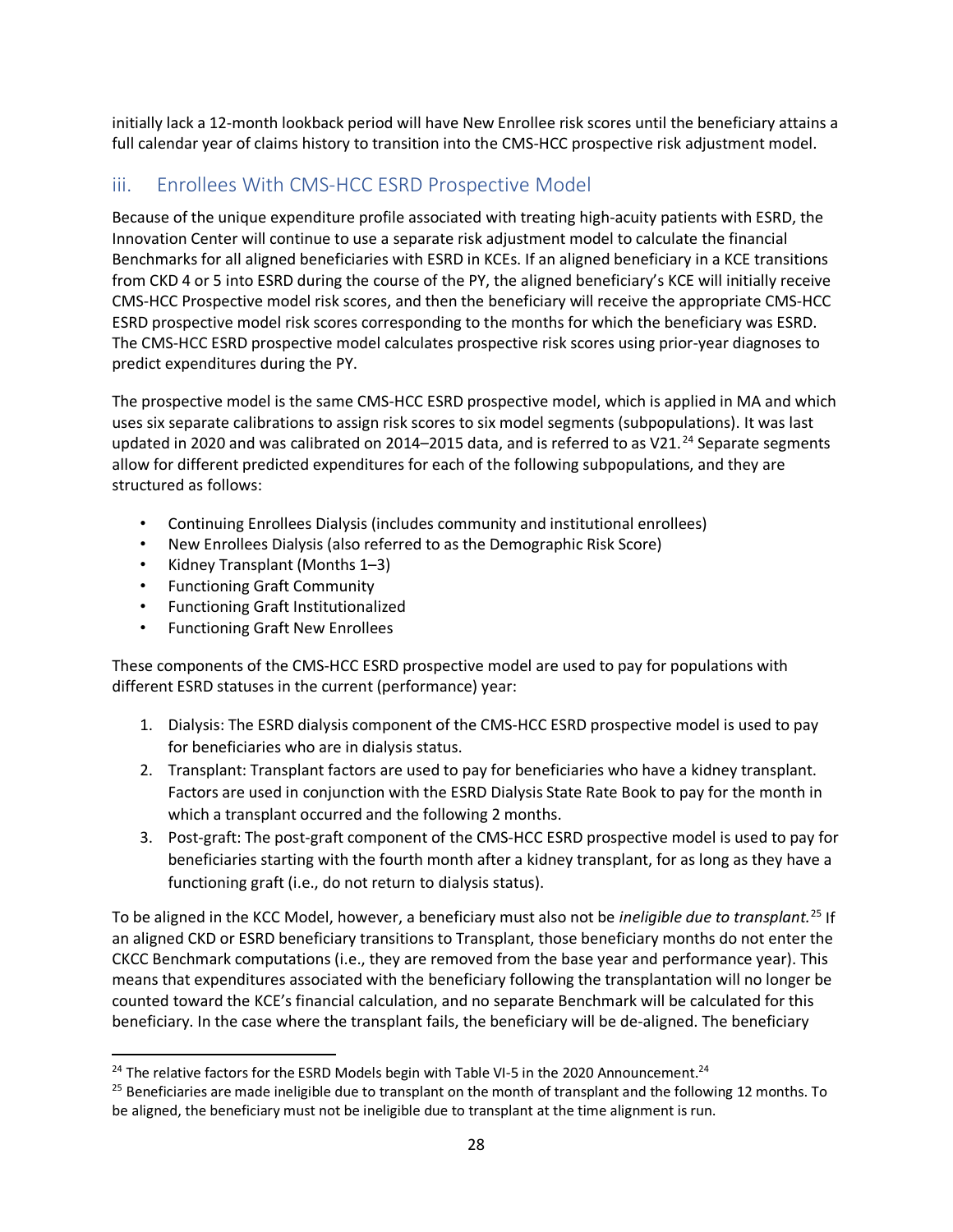initially lack a 12-month lookback period will have New Enrollee risk scores until the beneficiary attains a full calendar year of claims history to transition into the CMS-HCC prospective risk adjustment model.

### iii. Enrollees With CMS-HCC ESRD Prospective Model

Because of the unique expenditure profile associated with treating high-acuity patients with ESRD, the Innovation Center will continue to use a separate risk adjustment model to calculate the financial Benchmarks for all aligned beneficiaries with ESRD in KCEs. If an aligned beneficiary in a KCE transitions from CKD 4 or 5 into ESRD during the course of the PY, the aligned beneficiary's KCE will initially receive CMS-HCC Prospective model risk scores, and then the beneficiary will receive the appropriate CMS-HCC ESRD prospective model risk scores corresponding to the months for which the beneficiary was ESRD. The CMS-HCC ESRD prospective model calculates prospective risk scores using prior-year diagnoses to predict expenditures during the PY.

The prospective model is the same CMS-HCC ESRD prospective model, which is applied in MA and which uses six separate calibrations to assign risk scores to six model segments (subpopulations). It was last updated in 2020 and was calibrated on 2014–2015 data, and is referred to as V21.[24] Separate segments allow for different predicted expenditures for each of the following subpopulations, and they are structured as follows:

- Continuing Enrollees Dialysis (includes community and institutional enrollees)
- New Enrollees Dialysis (also referred to as the Demographic Risk Score)
- Kidney Transplant (Months 1–3)
- Functioning Graft Community
- Functioning Graft Institutionalized
- Functioning Graft New Enrollees

These components of the CMS-HCC ESRD prospective model are used to pay for populations with different ESRD statuses in the current (performance) year:

1. Dialysis: The ESRD dialysis component of the CMS-HCC ESRD prospective model is used to pay for beneficiaries who are in dialysis status.
2. Transplant: Transplant factors are used to pay for beneficiaries who have a kidney transplant. Factors are used in conjunction with the ESRD Dialysis State Rate Book to pay for the month in which a transplant occurred and the following 2 months.
3. Post-graft: The post-graft component of the CMS-HCC ESRD prospective model is used to pay for beneficiaries starting with the fourth month after a kidney transplant, for as long as they have a functioning graft (i.e., do not return to dialysis status).

To be aligned in the KCC Model, however, a beneficiary must also not be *ineligible due to transplant.*[25] If an aligned CKD or ESRD beneficiary transitions to Transplant, those beneficiary months do not enter the CKCC Benchmark computations (i.e., they are removed from the base year and performance year). This means that expenditures associated with the beneficiary following the transplantation will no longer be counted toward the KCE's financial calculation, and no separate Benchmark will be calculated for this beneficiary. In the case where the transplant fails, the beneficiary will be de-aligned. The beneficiary

---

[24] The relative factors for the ESRD Models begin with Table VI-5 in the 2020 Announcement.[24]

[25] Beneficiaries are made ineligible due to transplant on the month of transplant and the following 12 months. To be aligned, the beneficiary must not be ineligible due to transplant at the time alignment is run.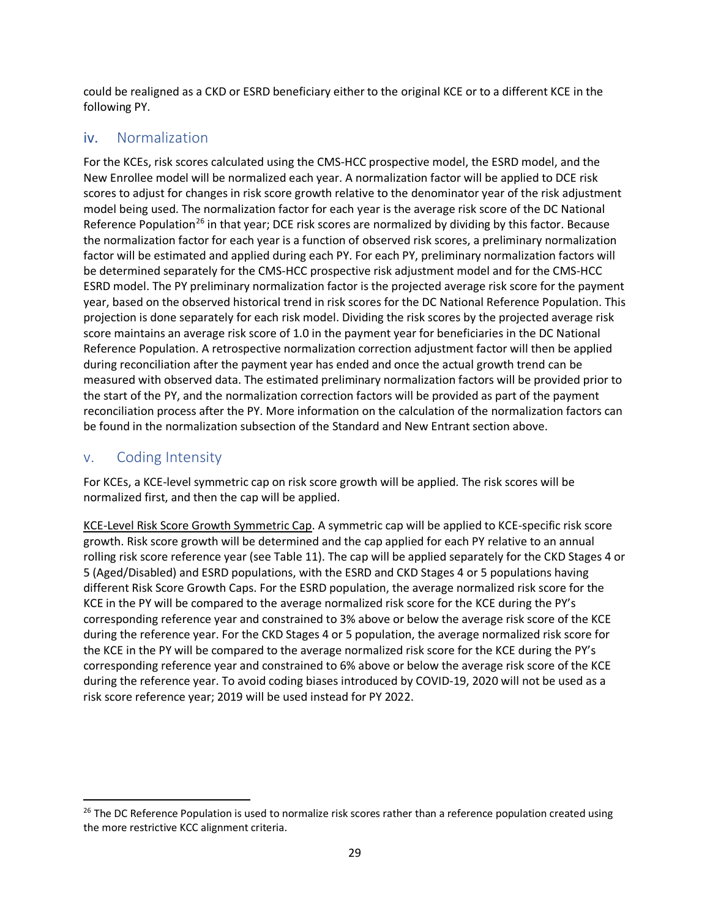could be realigned as a CKD or ESRD beneficiary either to the original KCE or to a different KCE in the following PY.

### iv. Normalization

For the KCEs, risk scores calculated using the CMS-HCC prospective model, the ESRD model, and the New Enrollee model will be normalized each year. A normalization factor will be applied to DCE risk scores to adjust for changes in risk score growth relative to the denominator year of the risk adjustment model being used. The normalization factor for each year is the average risk score of the DC National Reference Population[26] in that year; DCE risk scores are normalized by dividing by this factor. Because the normalization factor for each year is a function of observed risk scores, a preliminary normalization factor will be estimated and applied during each PY. For each PY, preliminary normalization factors will be determined separately for the CMS-HCC prospective risk adjustment model and for the CMS-HCC ESRD model. The PY preliminary normalization factor is the projected average risk score for the payment year, based on the observed historical trend in risk scores for the DC National Reference Population. This projection is done separately for each risk model. Dividing the risk scores by the projected average risk score maintains an average risk score of 1.0 in the payment year for beneficiaries in the DC National Reference Population. A retrospective normalization correction adjustment factor will then be applied during reconciliation after the payment year has ended and once the actual growth trend can be measured with observed data. The estimated preliminary normalization factors will be provided prior to the start of the PY, and the normalization correction factors will be provided as part of the payment reconciliation process after the PY. More information on the calculation of the normalization factors can be found in the normalization subsection of the Standard and New Entrant section above.

### v. Coding Intensity

For KCEs, a KCE-level symmetric cap on risk score growth will be applied. The risk scores will be normalized first, and then the cap will be applied.

<u>KCE-Level Risk Score Growth Symmetric Cap</u>. A symmetric cap will be applied to KCE-specific risk score growth. Risk score growth will be determined and the cap applied for each PY relative to an annual rolling risk score reference year (see Table 11). The cap will be applied separately for the CKD Stages 4 or 5 (Aged/Disabled) and ESRD populations, with the ESRD and CKD Stages 4 or 5 populations having different Risk Score Growth Caps. For the ESRD population, the average normalized risk score for the KCE in the PY will be compared to the average normalized risk score for the KCE during the PY's corresponding reference year and constrained to 3% above or below the average risk score of the KCE during the reference year. For the CKD Stages 4 or 5 population, the average normalized risk score for the KCE in the PY will be compared to the average normalized risk score for the KCE during the PY's corresponding reference year and constrained to 6% above or below the average risk score of the KCE during the reference year. To avoid coding biases introduced by COVID-19, 2020 will not be used as a risk score reference year; 2019 will be used instead for PY 2022.

---

[26] The DC Reference Population is used to normalize risk scores rather than a reference population created using the more restrictive KCC alignment criteria.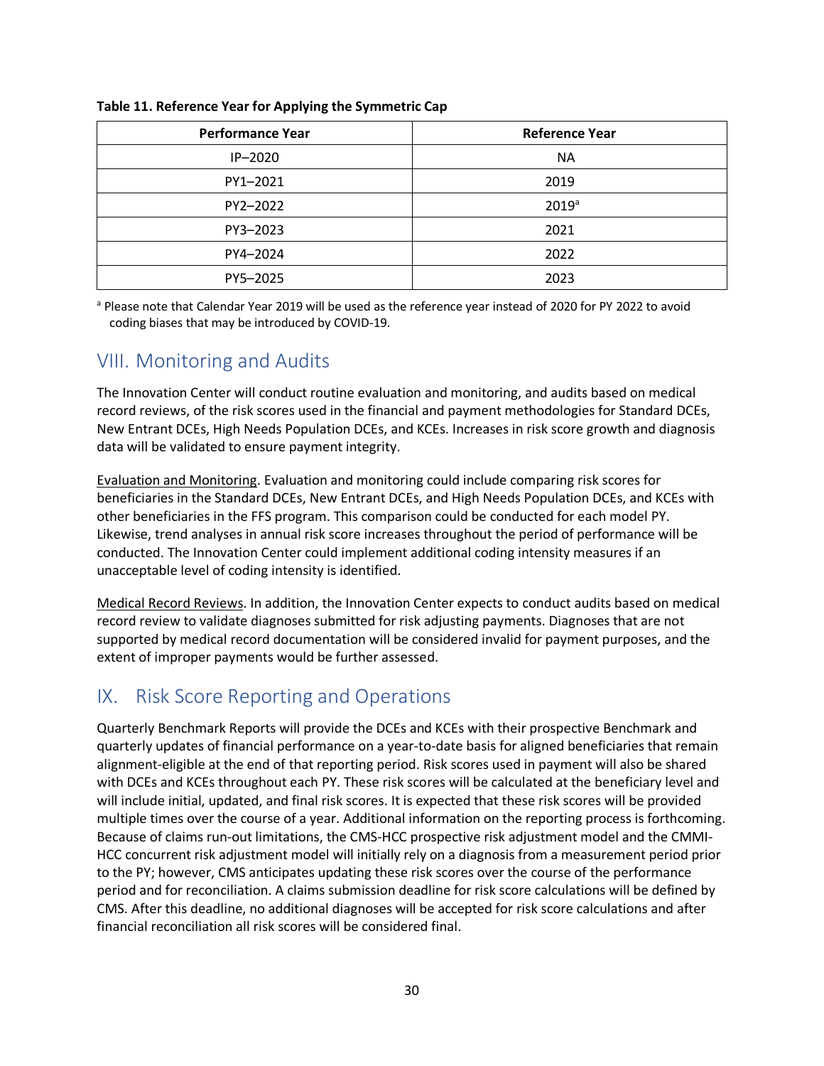**Table 11. Reference Year for Applying the Symmetric Cap**

| Performance Year | Reference Year |
| --- | --- |
| IP–2020 | NA |
| PY1–2021 | 2019 |
| PY2–2022 | 2019[a] |
| PY3–2023 | 2021 |
| PY4–2024 | 2022 |
| PY5–2025 | 2023 |

[a] Please note that Calendar Year 2019 will be used as the reference year instead of 2020 for PY 2022 to avoid coding biases that may be introduced by COVID-19.

## VIII. Monitoring and Audits

The Innovation Center will conduct routine evaluation and monitoring, and audits based on medical record reviews, of the risk scores used in the financial and payment methodologies for Standard DCEs, New Entrant DCEs, High Needs Population DCEs, and KCEs. Increases in risk score growth and diagnosis data will be validated to ensure payment integrity.

Evaluation and Monitoring. Evaluation and monitoring could include comparing risk scores for beneficiaries in the Standard DCEs, New Entrant DCEs, and High Needs Population DCEs, and KCEs with other beneficiaries in the FFS program. This comparison could be conducted for each model PY. Likewise, trend analyses in annual risk score increases throughout the period of performance will be conducted. The Innovation Center could implement additional coding intensity measures if an unacceptable level of coding intensity is identified.

Medical Record Reviews. In addition, the Innovation Center expects to conduct audits based on medical record review to validate diagnoses submitted for risk adjusting payments. Diagnoses that are not supported by medical record documentation will be considered invalid for payment purposes, and the extent of improper payments would be further assessed.

## IX. Risk Score Reporting and Operations

Quarterly Benchmark Reports will provide the DCEs and KCEs with their prospective Benchmark and quarterly updates of financial performance on a year-to-date basis for aligned beneficiaries that remain alignment-eligible at the end of that reporting period. Risk scores used in payment will also be shared with DCEs and KCEs throughout each PY. These risk scores will be calculated at the beneficiary level and will include initial, updated, and final risk scores. It is expected that these risk scores will be provided multiple times over the course of a year. Additional information on the reporting process is forthcoming. Because of claims run-out limitations, the CMS-HCC prospective risk adjustment model and the CMMI-HCC concurrent risk adjustment model will initially rely on a diagnosis from a measurement period prior to the PY; however, CMS anticipates updating these risk scores over the course of the performance period and for reconciliation. A claims submission deadline for risk score calculations will be defined by CMS. After this deadline, no additional diagnoses will be accepted for risk score calculations and after financial reconciliation all risk scores will be considered final.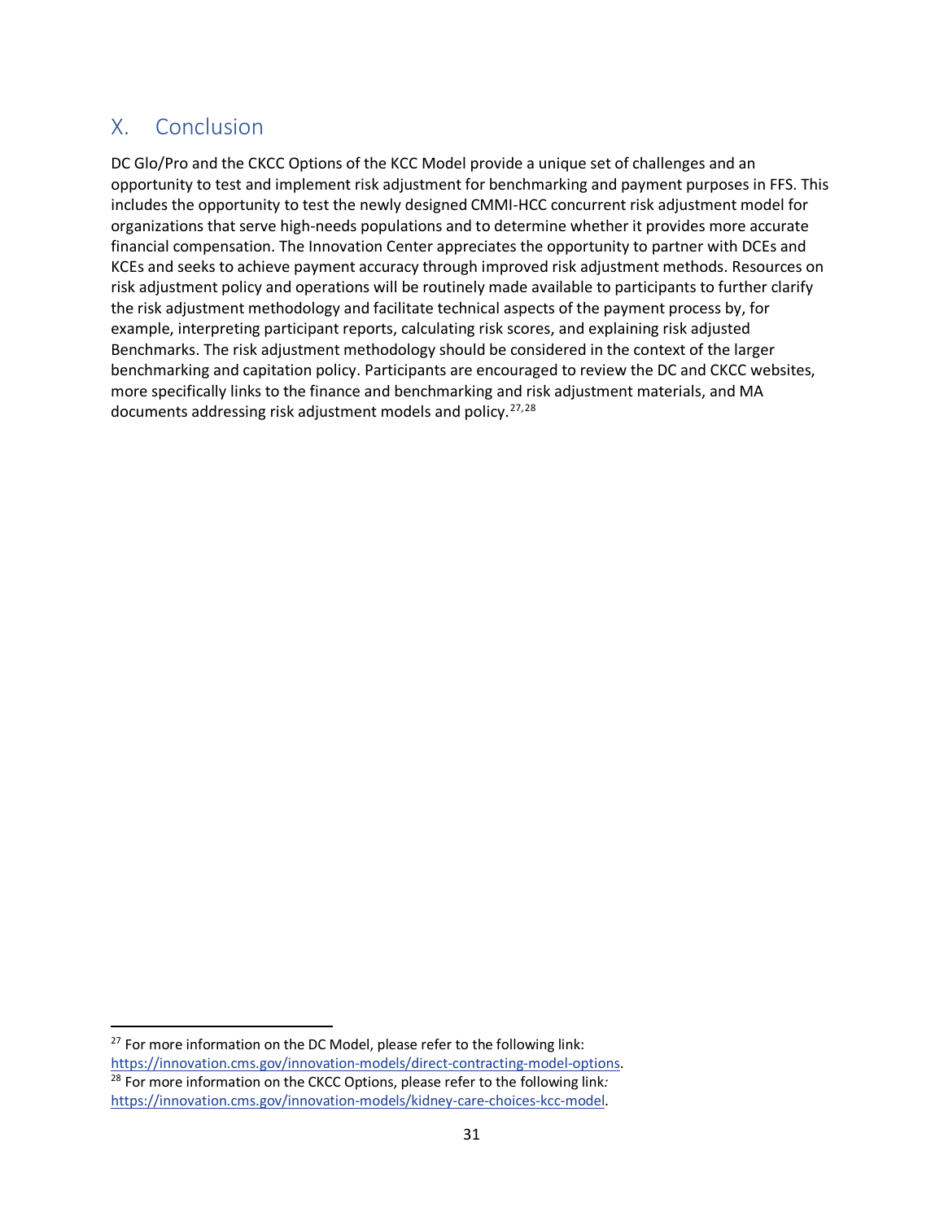## X. Conclusion

DC Glo/Pro and the CKCC Options of the KCC Model provide a unique set of challenges and an opportunity to test and implement risk adjustment for benchmarking and payment purposes in FFS. This includes the opportunity to test the newly designed CMMI-HCC concurrent risk adjustment model for organizations that serve high-needs populations and to determine whether it provides more accurate financial compensation. The Innovation Center appreciates the opportunity to partner with DCEs and KCEs and seeks to achieve payment accuracy through improved risk adjustment methods. Resources on risk adjustment policy and operations will be routinely made available to participants to further clarify the risk adjustment methodology and facilitate technical aspects of the payment process by, for example, interpreting participant reports, calculating risk scores, and explaining risk adjusted Benchmarks. The risk adjustment methodology should be considered in the context of the larger benchmarking and capitation policy. Participants are encouraged to review the DC and CKCC websites, more specifically links to the finance and benchmarking and risk adjustment materials, and MA documents addressing risk adjustment models and policy.[27,28]

---

[27] For more information on the DC Model, please refer to the following link: https://innovation.cms.gov/innovation-models/direct-contracting-model-options.

[28] For more information on the CKCC Options, please refer to the following link: https://innovation.cms.gov/innovation-models/kidney-care-choices-kcc-model.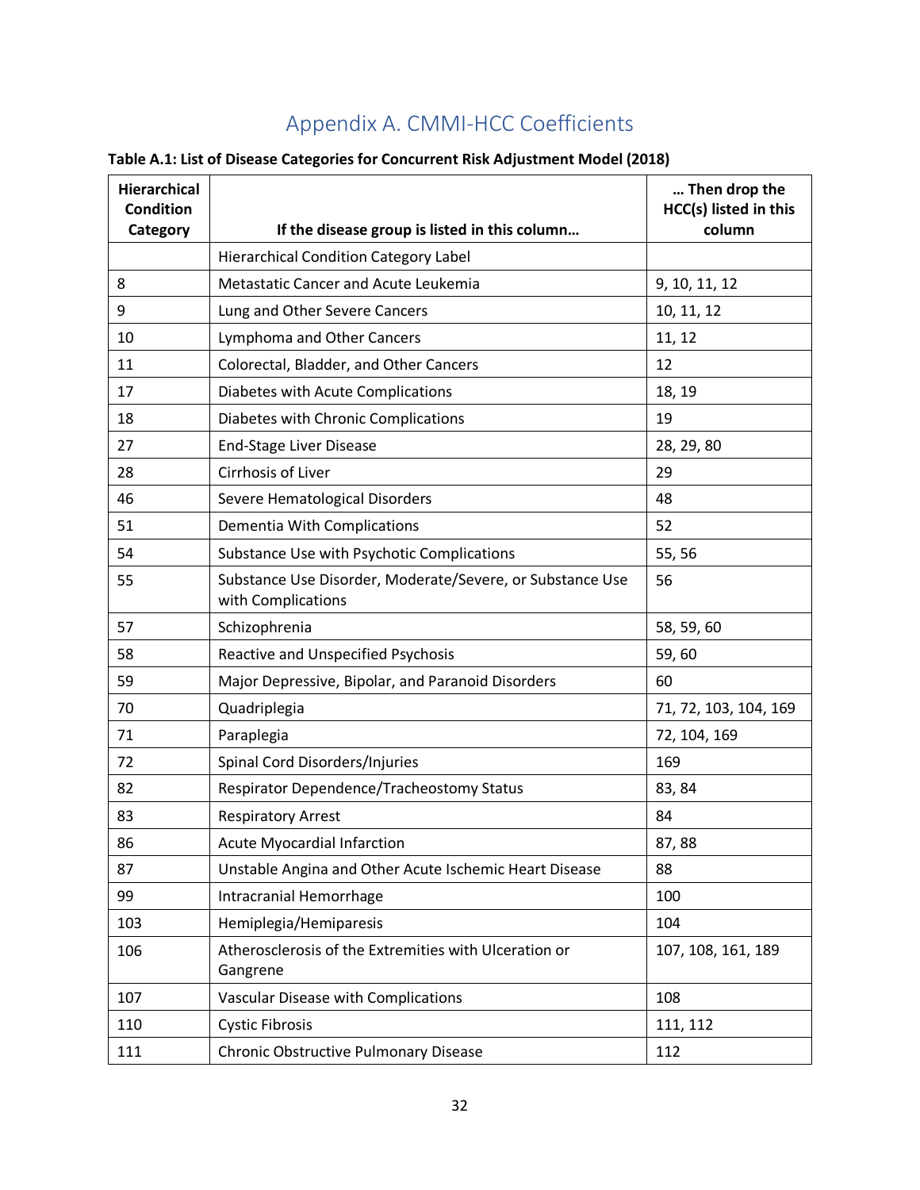# Appendix A. CMMI-HCC Coefficients

**Table A.1: List of Disease Categories for Concurrent Risk Adjustment Model (2018)**

| Hierarchical Condition Category | If the disease group is listed in this column… | … Then drop the HCC(s) listed in this column |
|---|---|---|
| | Hierarchical Condition Category Label | |
| 8 | Metastatic Cancer and Acute Leukemia | 9, 10, 11, 12 |
| 9 | Lung and Other Severe Cancers | 10, 11, 12 |
| 10 | Lymphoma and Other Cancers | 11, 12 |
| 11 | Colorectal, Bladder, and Other Cancers | 12 |
| 17 | Diabetes with Acute Complications | 18, 19 |
| 18 | Diabetes with Chronic Complications | 19 |
| 27 | End-Stage Liver Disease | 28, 29, 80 |
| 28 | Cirrhosis of Liver | 29 |
| 46 | Severe Hematological Disorders | 48 |
| 51 | Dementia With Complications | 52 |
| 54 | Substance Use with Psychotic Complications | 55, 56 |
| 55 | Substance Use Disorder, Moderate/Severe, or Substance Use with Complications | 56 |
| 57 | Schizophrenia | 58, 59, 60 |
| 58 | Reactive and Unspecified Psychosis | 59, 60 |
| 59 | Major Depressive, Bipolar, and Paranoid Disorders | 60 |
| 70 | Quadriplegia | 71, 72, 103, 104, 169 |
| 71 | Paraplegia | 72, 104, 169 |
| 72 | Spinal Cord Disorders/Injuries | 169 |
| 82 | Respirator Dependence/Tracheostomy Status | 83, 84 |
| 83 | Respiratory Arrest | 84 |
| 86 | Acute Myocardial Infarction | 87, 88 |
| 87 | Unstable Angina and Other Acute Ischemic Heart Disease | 88 |
| 99 | Intracranial Hemorrhage | 100 |
| 103 | Hemiplegia/Hemiparesis | 104 |
| 106 | Atherosclerosis of the Extremities with Ulceration or Gangrene | 107, 108, 161, 189 |
| 107 | Vascular Disease with Complications | 108 |
| 110 | Cystic Fibrosis | 111, 112 |
| 111 | Chronic Obstructive Pulmonary Disease | 112 |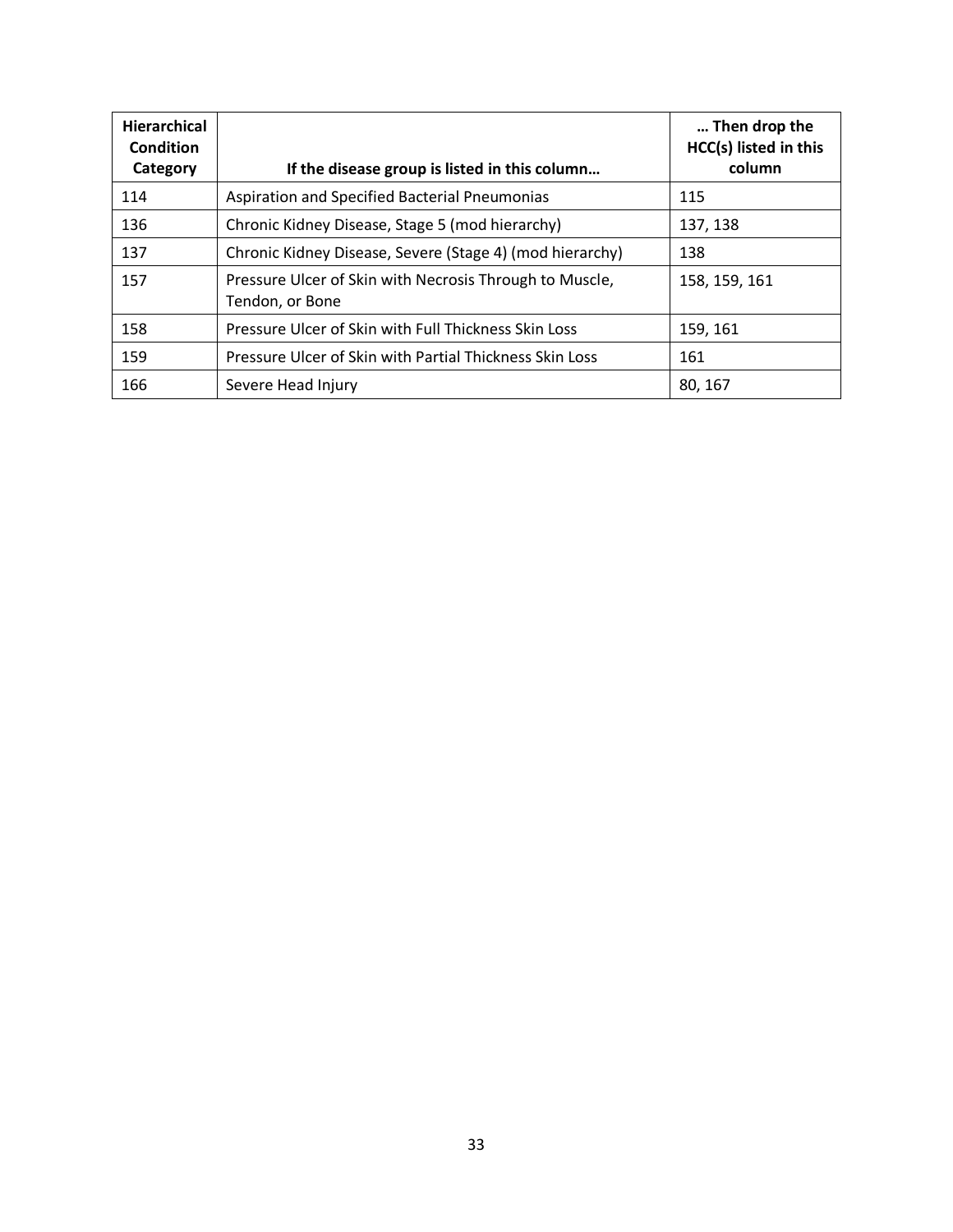| Hierarchical Condition Category | If the disease group is listed in this column… | … Then drop the HCC(s) listed in this column |
|---|---|---|
| 114 | Aspiration and Specified Bacterial Pneumonias | 115 |
| 136 | Chronic Kidney Disease, Stage 5 (mod hierarchy) | 137, 138 |
| 137 | Chronic Kidney Disease, Severe (Stage 4) (mod hierarchy) | 138 |
| 157 | Pressure Ulcer of Skin with Necrosis Through to Muscle, Tendon, or Bone | 158, 159, 161 |
| 158 | Pressure Ulcer of Skin with Full Thickness Skin Loss | 159, 161 |
| 159 | Pressure Ulcer of Skin with Partial Thickness Skin Loss | 161 |
| 166 | Severe Head Injury | 80, 167 |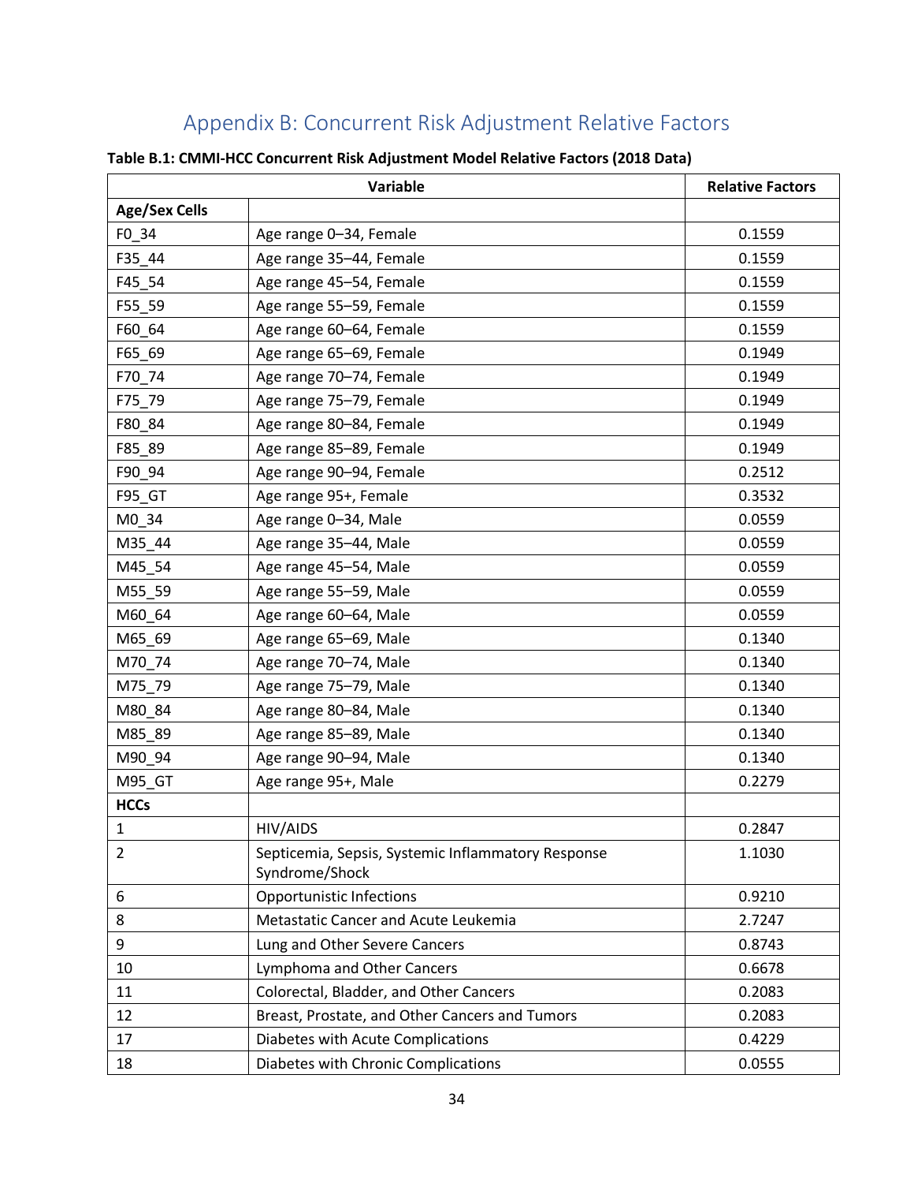# Appendix B: Concurrent Risk Adjustment Relative Factors

**Table B.1: CMMI-HCC Concurrent Risk Adjustment Model Relative Factors (2018 Data)**

| Variable | | Relative Factors |
|---|---|---|
| **Age/Sex Cells** | | |
| F0_34 | Age range 0–34, Female | 0.1559 |
| F35_44 | Age range 35–44, Female | 0.1559 |
| F45_54 | Age range 45–54, Female | 0.1559 |
| F55_59 | Age range 55–59, Female | 0.1559 |
| F60_64 | Age range 60–64, Female | 0.1559 |
| F65_69 | Age range 65–69, Female | 0.1949 |
| F70_74 | Age range 70–74, Female | 0.1949 |
| F75_79 | Age range 75–79, Female | 0.1949 |
| F80_84 | Age range 80–84, Female | 0.1949 |
| F85_89 | Age range 85–89, Female | 0.1949 |
| F90_94 | Age range 90–94, Female | 0.2512 |
| F95_GT | Age range 95+, Female | 0.3532 |
| M0_34 | Age range 0–34, Male | 0.0559 |
| M35_44 | Age range 35–44, Male | 0.0559 |
| M45_54 | Age range 45–54, Male | 0.0559 |
| M55_59 | Age range 55–59, Male | 0.0559 |
| M60_64 | Age range 60–64, Male | 0.0559 |
| M65_69 | Age range 65–69, Male | 0.1340 |
| M70_74 | Age range 70–74, Male | 0.1340 |
| M75_79 | Age range 75–79, Male | 0.1340 |
| M80_84 | Age range 80–84, Male | 0.1340 |
| M85_89 | Age range 85–89, Male | 0.1340 |
| M90_94 | Age range 90–94, Male | 0.1340 |
| M95_GT | Age range 95+, Male | 0.2279 |
| **HCCs** | | |
| 1 | HIV/AIDS | 0.2847 |
| 2 | Septicemia, Sepsis, Systemic Inflammatory Response Syndrome/Shock | 1.1030 |
| 6 | Opportunistic Infections | 0.9210 |
| 8 | Metastatic Cancer and Acute Leukemia | 2.7247 |
| 9 | Lung and Other Severe Cancers | 0.8743 |
| 10 | Lymphoma and Other Cancers | 0.6678 |
| 11 | Colorectal, Bladder, and Other Cancers | 0.2083 |
| 12 | Breast, Prostate, and Other Cancers and Tumors | 0.2083 |
| 17 | Diabetes with Acute Complications | 0.4229 |
| 18 | Diabetes with Chronic Complications | 0.0555 |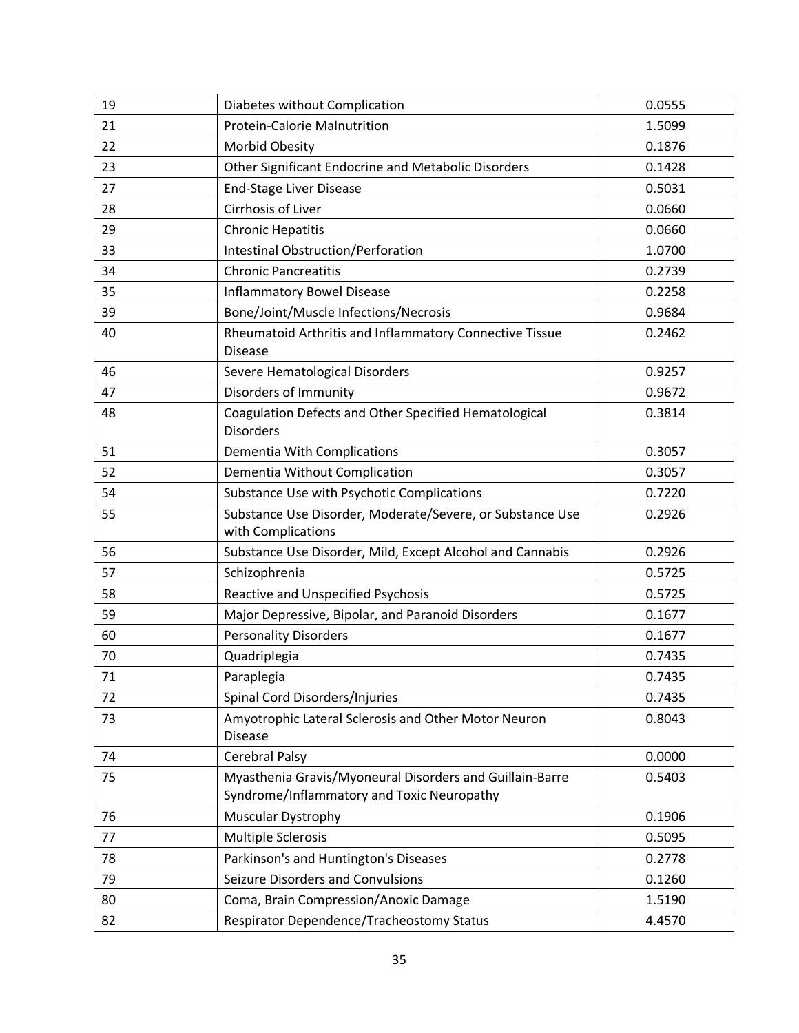| 19 | Diabetes without Complication | 0.0555 |
|---|---|---|
| 21 | Protein-Calorie Malnutrition | 1.5099 |
| 22 | Morbid Obesity | 0.1876 |
| 23 | Other Significant Endocrine and Metabolic Disorders | 0.1428 |
| 27 | End-Stage Liver Disease | 0.5031 |
| 28 | Cirrhosis of Liver | 0.0660 |
| 29 | Chronic Hepatitis | 0.0660 |
| 33 | Intestinal Obstruction/Perforation | 1.0700 |
| 34 | Chronic Pancreatitis | 0.2739 |
| 35 | Inflammatory Bowel Disease | 0.2258 |
| 39 | Bone/Joint/Muscle Infections/Necrosis | 0.9684 |
| 40 | Rheumatoid Arthritis and Inflammatory Connective Tissue Disease | 0.2462 |
| 46 | Severe Hematological Disorders | 0.9257 |
| 47 | Disorders of Immunity | 0.9672 |
| 48 | Coagulation Defects and Other Specified Hematological Disorders | 0.3814 |
| 51 | Dementia With Complications | 0.3057 |
| 52 | Dementia Without Complication | 0.3057 |
| 54 | Substance Use with Psychotic Complications | 0.7220 |
| 55 | Substance Use Disorder, Moderate/Severe, or Substance Use with Complications | 0.2926 |
| 56 | Substance Use Disorder, Mild, Except Alcohol and Cannabis | 0.2926 |
| 57 | Schizophrenia | 0.5725 |
| 58 | Reactive and Unspecified Psychosis | 0.5725 |
| 59 | Major Depressive, Bipolar, and Paranoid Disorders | 0.1677 |
| 60 | Personality Disorders | 0.1677 |
| 70 | Quadriplegia | 0.7435 |
| 71 | Paraplegia | 0.7435 |
| 72 | Spinal Cord Disorders/Injuries | 0.7435 |
| 73 | Amyotrophic Lateral Sclerosis and Other Motor Neuron Disease | 0.8043 |
| 74 | Cerebral Palsy | 0.0000 |
| 75 | Myasthenia Gravis/Myoneural Disorders and Guillain-Barre Syndrome/Inflammatory and Toxic Neuropathy | 0.5403 |
| 76 | Muscular Dystrophy | 0.1906 |
| 77 | Multiple Sclerosis | 0.5095 |
| 78 | Parkinson's and Huntington's Diseases | 0.2778 |
| 79 | Seizure Disorders and Convulsions | 0.1260 |
| 80 | Coma, Brain Compression/Anoxic Damage | 1.5190 |
| 82 | Respirator Dependence/Tracheostomy Status | 4.4570 |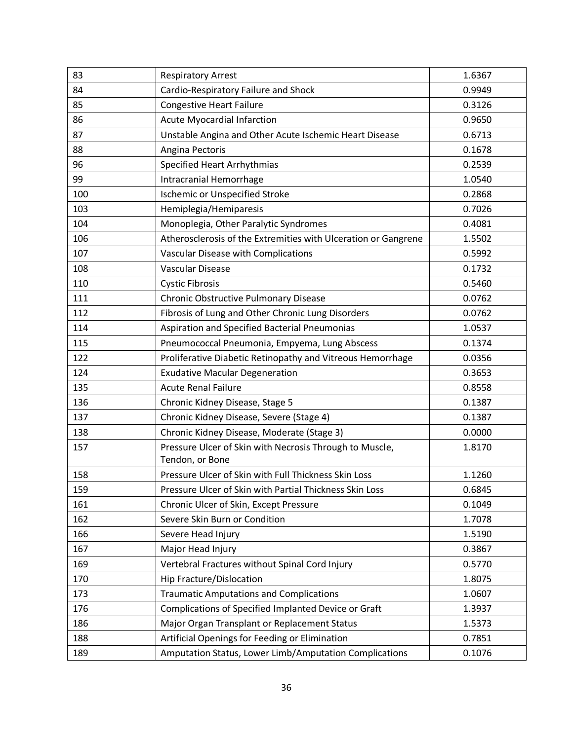| 83 | Respiratory Arrest | 1.6367 |
|---|---|---|
| 84 | Cardio-Respiratory Failure and Shock | 0.9949 |
| 85 | Congestive Heart Failure | 0.3126 |
| 86 | Acute Myocardial Infarction | 0.9650 |
| 87 | Unstable Angina and Other Acute Ischemic Heart Disease | 0.6713 |
| 88 | Angina Pectoris | 0.1678 |
| 96 | Specified Heart Arrhythmias | 0.2539 |
| 99 | Intracranial Hemorrhage | 1.0540 |
| 100 | Ischemic or Unspecified Stroke | 0.2868 |
| 103 | Hemiplegia/Hemiparesis | 0.7026 |
| 104 | Monoplegia, Other Paralytic Syndromes | 0.4081 |
| 106 | Atherosclerosis of the Extremities with Ulceration or Gangrene | 1.5502 |
| 107 | Vascular Disease with Complications | 0.5992 |
| 108 | Vascular Disease | 0.1732 |
| 110 | Cystic Fibrosis | 0.5460 |
| 111 | Chronic Obstructive Pulmonary Disease | 0.0762 |
| 112 | Fibrosis of Lung and Other Chronic Lung Disorders | 0.0762 |
| 114 | Aspiration and Specified Bacterial Pneumonias | 1.0537 |
| 115 | Pneumococcal Pneumonia, Empyema, Lung Abscess | 0.1374 |
| 122 | Proliferative Diabetic Retinopathy and Vitreous Hemorrhage | 0.0356 |
| 124 | Exudative Macular Degeneration | 0.3653 |
| 135 | Acute Renal Failure | 0.8558 |
| 136 | Chronic Kidney Disease, Stage 5 | 0.1387 |
| 137 | Chronic Kidney Disease, Severe (Stage 4) | 0.1387 |
| 138 | Chronic Kidney Disease, Moderate (Stage 3) | 0.0000 |
| 157 | Pressure Ulcer of Skin with Necrosis Through to Muscle, Tendon, or Bone | 1.8170 |
| 158 | Pressure Ulcer of Skin with Full Thickness Skin Loss | 1.1260 |
| 159 | Pressure Ulcer of Skin with Partial Thickness Skin Loss | 0.6845 |
| 161 | Chronic Ulcer of Skin, Except Pressure | 0.1049 |
| 162 | Severe Skin Burn or Condition | 1.7078 |
| 166 | Severe Head Injury | 1.5190 |
| 167 | Major Head Injury | 0.3867 |
| 169 | Vertebral Fractures without Spinal Cord Injury | 0.5770 |
| 170 | Hip Fracture/Dislocation | 1.8075 |
| 173 | Traumatic Amputations and Complications | 1.0607 |
| 176 | Complications of Specified Implanted Device or Graft | 1.3937 |
| 186 | Major Organ Transplant or Replacement Status | 1.5373 |
| 188 | Artificial Openings for Feeding or Elimination | 0.7851 |
| 189 | Amputation Status, Lower Limb/Amputation Complications | 0.1076 |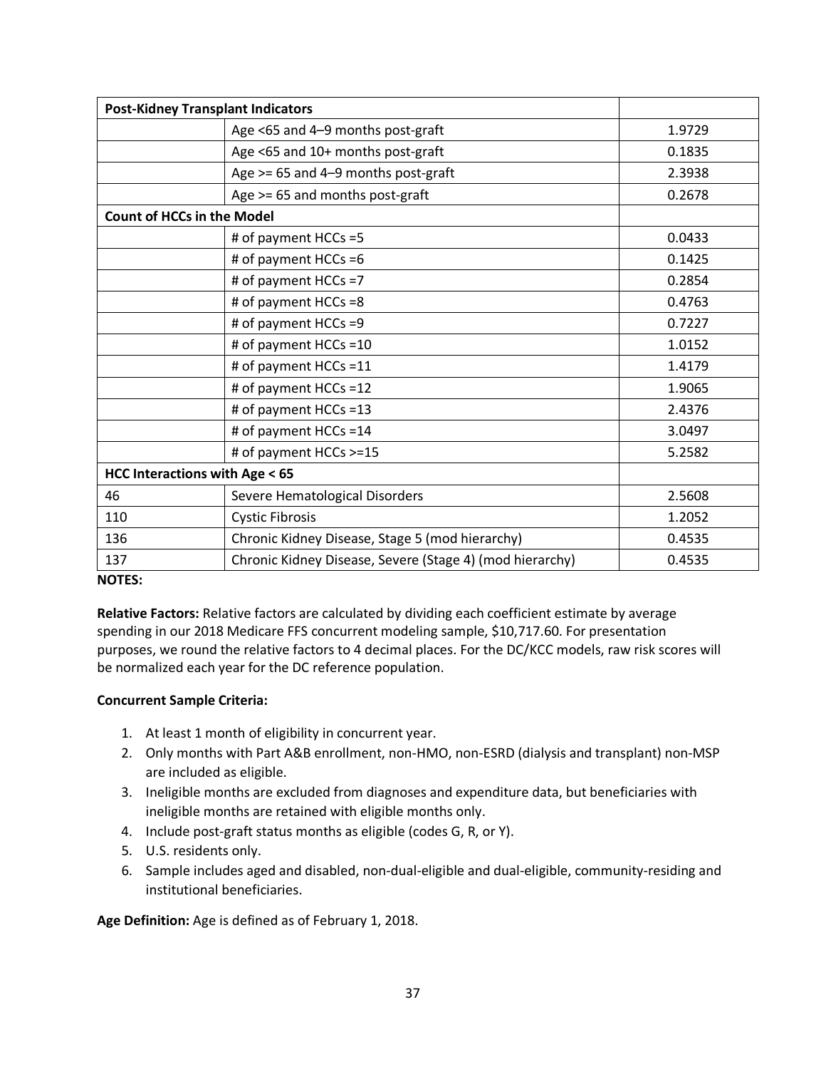| Post-Kidney Transplant Indicators | | |
|---|---|---|
| | Age <65 and 4–9 months post-graft | 1.9729 |
| | Age <65 and 10+ months post-graft | 0.1835 |
| | Age >= 65 and 4–9 months post-graft | 2.3938 |
| | Age >= 65 and months post-graft | 0.2678 |
| **Count of HCCs in the Model** | | |
| | # of payment HCCs =5 | 0.0433 |
| | # of payment HCCs =6 | 0.1425 |
| | # of payment HCCs =7 | 0.2854 |
| | # of payment HCCs =8 | 0.4763 |
| | # of payment HCCs =9 | 0.7227 |
| | # of payment HCCs =10 | 1.0152 |
| | # of payment HCCs =11 | 1.4179 |
| | # of payment HCCs =12 | 1.9065 |
| | # of payment HCCs =13 | 2.4376 |
| | # of payment HCCs =14 | 3.0497 |
| | # of payment HCCs >=15 | 5.2582 |
| **HCC Interactions with Age < 65** | | |
| 46 | Severe Hematological Disorders | 2.5608 |
| 110 | Cystic Fibrosis | 1.2052 |
| 136 | Chronic Kidney Disease, Stage 5 (mod hierarchy) | 0.4535 |
| 137 | Chronic Kidney Disease, Severe (Stage 4) (mod hierarchy) | 0.4535 |

**NOTES:**

**Relative Factors:** Relative factors are calculated by dividing each coefficient estimate by average spending in our 2018 Medicare FFS concurrent modeling sample, $10,717.60. For presentation purposes, we round the relative factors to 4 decimal places. For the DC/KCC models, raw risk scores will be normalized each year for the DC reference population.

**Concurrent Sample Criteria:**

1. At least 1 month of eligibility in concurrent year.
2. Only months with Part A&B enrollment, non-HMO, non-ESRD (dialysis and transplant) non-MSP are included as eligible.
3. Ineligible months are excluded from diagnoses and expenditure data, but beneficiaries with ineligible months are retained with eligible months only.
4. Include post-graft status months as eligible (codes G, R, or Y).
5. U.S. residents only.
6. Sample includes aged and disabled, non-dual-eligible and dual-eligible, community-residing and institutional beneficiaries.

**Age Definition:** Age is defined as of February 1, 2018.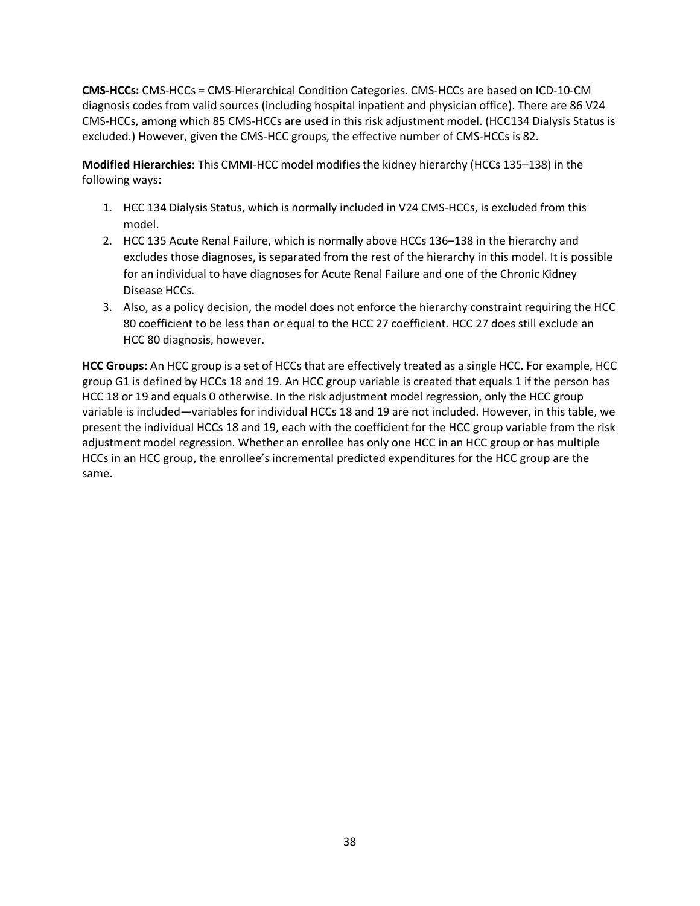**CMS-HCCs:** CMS-HCCs = CMS-Hierarchical Condition Categories. CMS-HCCs are based on ICD-10-CM diagnosis codes from valid sources (including hospital inpatient and physician office). There are 86 V24 CMS-HCCs, among which 85 CMS-HCCs are used in this risk adjustment model. (HCC134 Dialysis Status is excluded.) However, given the CMS-HCC groups, the effective number of CMS-HCCs is 82.

**Modified Hierarchies:** This CMMI-HCC model modifies the kidney hierarchy (HCCs 135–138) in the following ways:

1. HCC 134 Dialysis Status, which is normally included in V24 CMS-HCCs, is excluded from this model.
2. HCC 135 Acute Renal Failure, which is normally above HCCs 136–138 in the hierarchy and excludes those diagnoses, is separated from the rest of the hierarchy in this model. It is possible for an individual to have diagnoses for Acute Renal Failure and one of the Chronic Kidney Disease HCCs.
3. Also, as a policy decision, the model does not enforce the hierarchy constraint requiring the HCC 80 coefficient to be less than or equal to the HCC 27 coefficient. HCC 27 does still exclude an HCC 80 diagnosis, however.

**HCC Groups:** An HCC group is a set of HCCs that are effectively treated as a single HCC. For example, HCC group G1 is defined by HCCs 18 and 19. An HCC group variable is created that equals 1 if the person has HCC 18 or 19 and equals 0 otherwise. In the risk adjustment model regression, only the HCC group variable is included—variables for individual HCCs 18 and 19 are not included. However, in this table, we present the individual HCCs 18 and 19, each with the coefficient for the HCC group variable from the risk adjustment model regression. Whether an enrollee has only one HCC in an HCC group or has multiple HCCs in an HCC group, the enrollee's incremental predicted expenditures for the HCC group are the same.